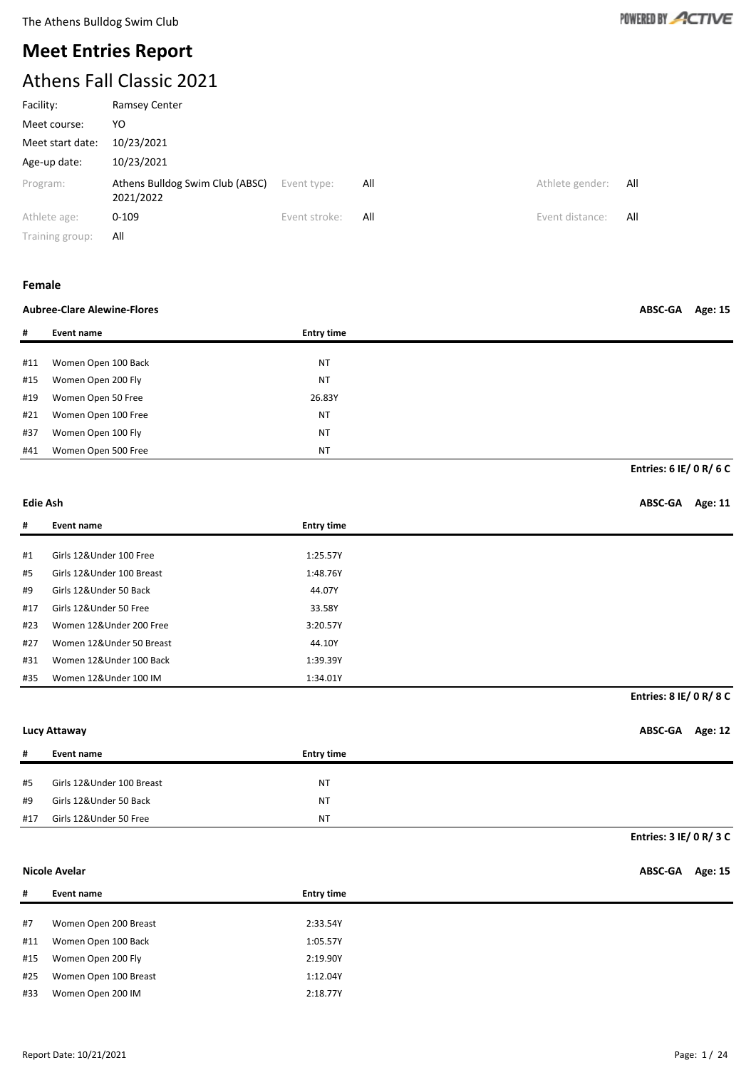The Athens Bulldog Swim Club

# Meet Entries Report

## Athens Fall Classic 2021

| | | | | | |
|---|---|---|---|---|---|
| Facility: | Ramsey Center | | | | |
| Meet course: | YO | | | | |
| Meet start date: | 10/23/2021 | | | | |
| Age-up date: | 10/23/2021 | | | | |
| Program: | Athens Bulldog Swim Club (ABSC) 2021/2022 | Event type: | All | Athlete gender: | All |
| Athlete age: | 0-109 | Event stroke: | All | Event distance: | All |
| Training group: | All | | | | |

### Female

**Aubree-Clare Alewine-Flores** — ABSC-GA — Age: 15

| # | Event name | Entry time |
|---|---|---|
| #11 | Women Open 100 Back | NT |
| #15 | Women Open 200 Fly | NT |
| #19 | Women Open 50 Free | 26.83Y |
| #21 | Women Open 100 Free | NT |
| #37 | Women Open 100 Fly | NT |
| #41 | Women Open 500 Free | NT |

**Entries: 6 IE/ 0 R/ 6 C**

**Edie Ash** — ABSC-GA — Age: 11

| # | Event name | Entry time |
|---|---|---|
| #1 | Girls 12&Under 100 Free | 1:25.57Y |
| #5 | Girls 12&Under 100 Breast | 1:48.76Y |
| #9 | Girls 12&Under 50 Back | 44.07Y |
| #17 | Girls 12&Under 50 Free | 33.58Y |
| #23 | Women 12&Under 200 Free | 3:20.57Y |
| #27 | Women 12&Under 50 Breast | 44.10Y |
| #31 | Women 12&Under 100 Back | 1:39.39Y |
| #35 | Women 12&Under 100 IM | 1:34.01Y |

**Entries: 8 IE/ 0 R/ 8 C**

**Lucy Attaway** — ABSC-GA — Age: 12

| # | Event name | Entry time |
|---|---|---|
| #5 | Girls 12&Under 100 Breast | NT |
| #9 | Girls 12&Under 50 Back | NT |
| #17 | Girls 12&Under 50 Free | NT |

**Entries: 3 IE/ 0 R/ 3 C**

**Nicole Avelar** — ABSC-GA — Age: 15

| # | Event name | Entry time |
|---|---|---|
| #7 | Women Open 200 Breast | 2:33.54Y |
| #11 | Women Open 100 Back | 1:05.57Y |
| #15 | Women Open 200 Fly | 2:19.90Y |
| #25 | Women Open 100 Breast | 1:12.04Y |
| #33 | Women Open 200 IM | 2:18.77Y |

Report Date: 10/21/2021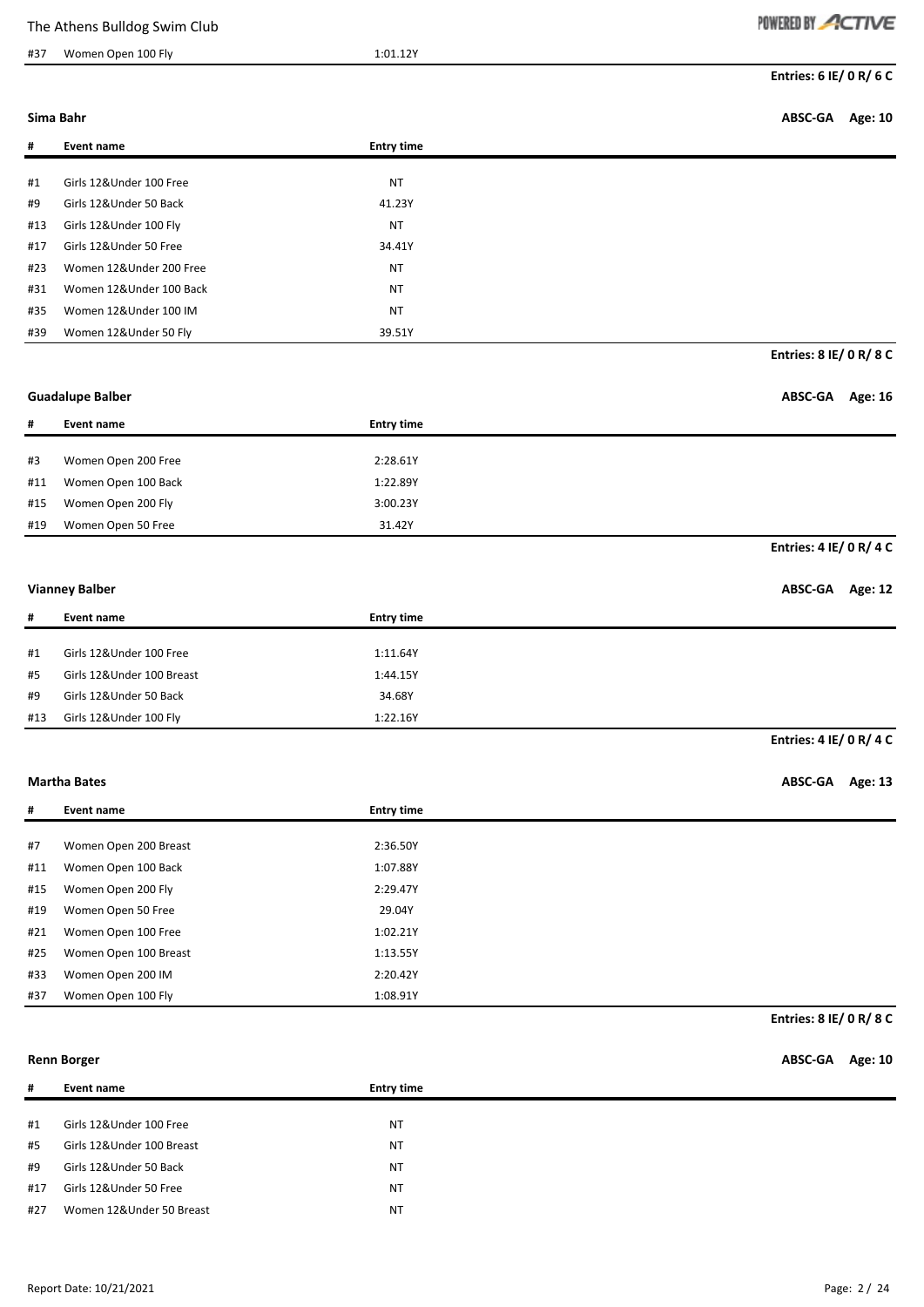| # | Event name | Entry time |
|---|---|---|
| #37 | Women Open 100 Fly | 1:01.12Y |

**Entries: 6 IE/ 0 R/ 6 C**

**Sima Bahr** — **ABSC-GA Age: 10**

| # | Event name | Entry time |
|---|---|---|
| #1 | Girls 12&Under 100 Free | NT |
| #9 | Girls 12&Under 50 Back | 41.23Y |
| #13 | Girls 12&Under 100 Fly | NT |
| #17 | Girls 12&Under 50 Free | 34.41Y |
| #23 | Women 12&Under 200 Free | NT |
| #31 | Women 12&Under 100 Back | NT |
| #35 | Women 12&Under 100 IM | NT |
| #39 | Women 12&Under 50 Fly | 39.51Y |

**Entries: 8 IE/ 0 R/ 8 C**

**Guadalupe Balber** — **ABSC-GA Age: 16**

| # | Event name | Entry time |
|---|---|---|
| #3 | Women Open 200 Free | 2:28.61Y |
| #11 | Women Open 100 Back | 1:22.89Y |
| #15 | Women Open 200 Fly | 3:00.23Y |
| #19 | Women Open 50 Free | 31.42Y |

**Entries: 4 IE/ 0 R/ 4 C**

**Vianney Balber** — **ABSC-GA Age: 12**

| # | Event name | Entry time |
|---|---|---|
| #1 | Girls 12&Under 100 Free | 1:11.64Y |
| #5 | Girls 12&Under 100 Breast | 1:44.15Y |
| #9 | Girls 12&Under 50 Back | 34.68Y |
| #13 | Girls 12&Under 100 Fly | 1:22.16Y |

**Entries: 4 IE/ 0 R/ 4 C**

**Martha Bates** — **ABSC-GA Age: 13**

| # | Event name | Entry time |
|---|---|---|
| #7 | Women Open 200 Breast | 2:36.50Y |
| #11 | Women Open 100 Back | 1:07.88Y |
| #15 | Women Open 200 Fly | 2:29.47Y |
| #19 | Women Open 50 Free | 29.04Y |
| #21 | Women Open 100 Free | 1:02.21Y |
| #25 | Women Open 100 Breast | 1:13.55Y |
| #33 | Women Open 200 IM | 2:20.42Y |
| #37 | Women Open 100 Fly | 1:08.91Y |

**Entries: 8 IE/ 0 R/ 8 C**

**Renn Borger** — **ABSC-GA Age: 10**

| # | Event name | Entry time |
|---|---|---|
| #1 | Girls 12&Under 100 Free | NT |
| #5 | Girls 12&Under 100 Breast | NT |
| #9 | Girls 12&Under 50 Back | NT |
| #17 | Girls 12&Under 50 Free | NT |
| #27 | Women 12&Under 50 Breast | NT |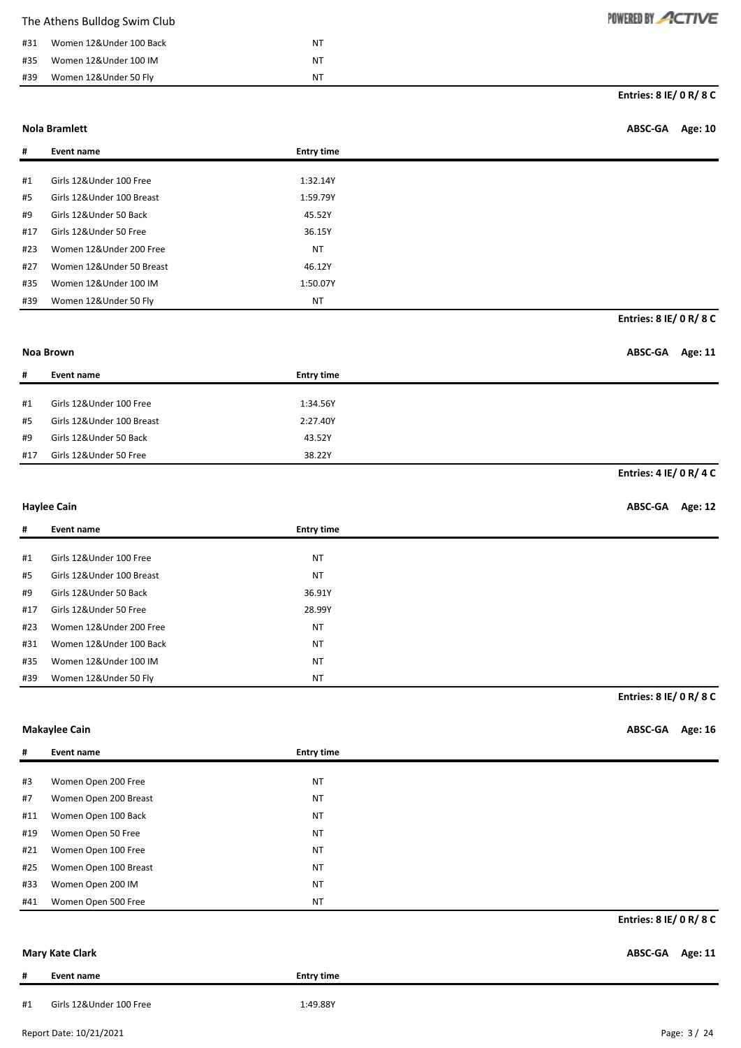| # | Event name | Entry time |
|---|---|---|
| #31 | Women 12&Under 100 Back | NT |
| #35 | Women 12&Under 100 IM | NT |
| #39 | Women 12&Under 50 Fly | NT |

**Entries: 8 IE/ 0 R/ 8 C**

**Nola Bramlett** **ABSC-GA Age: 10**

| # | Event name | Entry time |
|---|---|---|
| #1 | Girls 12&Under 100 Free | 1:32.14Y |
| #5 | Girls 12&Under 100 Breast | 1:59.79Y |
| #9 | Girls 12&Under 50 Back | 45.52Y |
| #17 | Girls 12&Under 50 Free | 36.15Y |
| #23 | Women 12&Under 200 Free | NT |
| #27 | Women 12&Under 50 Breast | 46.12Y |
| #35 | Women 12&Under 100 IM | 1:50.07Y |
| #39 | Women 12&Under 50 Fly | NT |

**Entries: 8 IE/ 0 R/ 8 C**

**Noa Brown** **ABSC-GA Age: 11**

| # | Event name | Entry time |
|---|---|---|
| #1 | Girls 12&Under 100 Free | 1:34.56Y |
| #5 | Girls 12&Under 100 Breast | 2:27.40Y |
| #9 | Girls 12&Under 50 Back | 43.52Y |
| #17 | Girls 12&Under 50 Free | 38.22Y |

**Entries: 4 IE/ 0 R/ 4 C**

**Haylee Cain** **ABSC-GA Age: 12**

| # | Event name | Entry time |
|---|---|---|
| #1 | Girls 12&Under 100 Free | NT |
| #5 | Girls 12&Under 100 Breast | NT |
| #9 | Girls 12&Under 50 Back | 36.91Y |
| #17 | Girls 12&Under 50 Free | 28.99Y |
| #23 | Women 12&Under 200 Free | NT |
| #31 | Women 12&Under 100 Back | NT |
| #35 | Women 12&Under 100 IM | NT |
| #39 | Women 12&Under 50 Fly | NT |

**Entries: 8 IE/ 0 R/ 8 C**

**Makaylee Cain** **ABSC-GA Age: 16**

| # | Event name | Entry time |
|---|---|---|
| #3 | Women Open 200 Free | NT |
| #7 | Women Open 200 Breast | NT |
| #11 | Women Open 100 Back | NT |
| #19 | Women Open 50 Free | NT |
| #21 | Women Open 100 Free | NT |
| #25 | Women Open 100 Breast | NT |
| #33 | Women Open 200 IM | NT |
| #41 | Women Open 500 Free | NT |

**Entries: 8 IE/ 0 R/ 8 C**

**Mary Kate Clark** **ABSC-GA Age: 11**

| # | Event name | Entry time |
|---|---|---|
| #1 | Girls 12&Under 100 Free | 1:49.88Y |

Report Date: 10/21/2021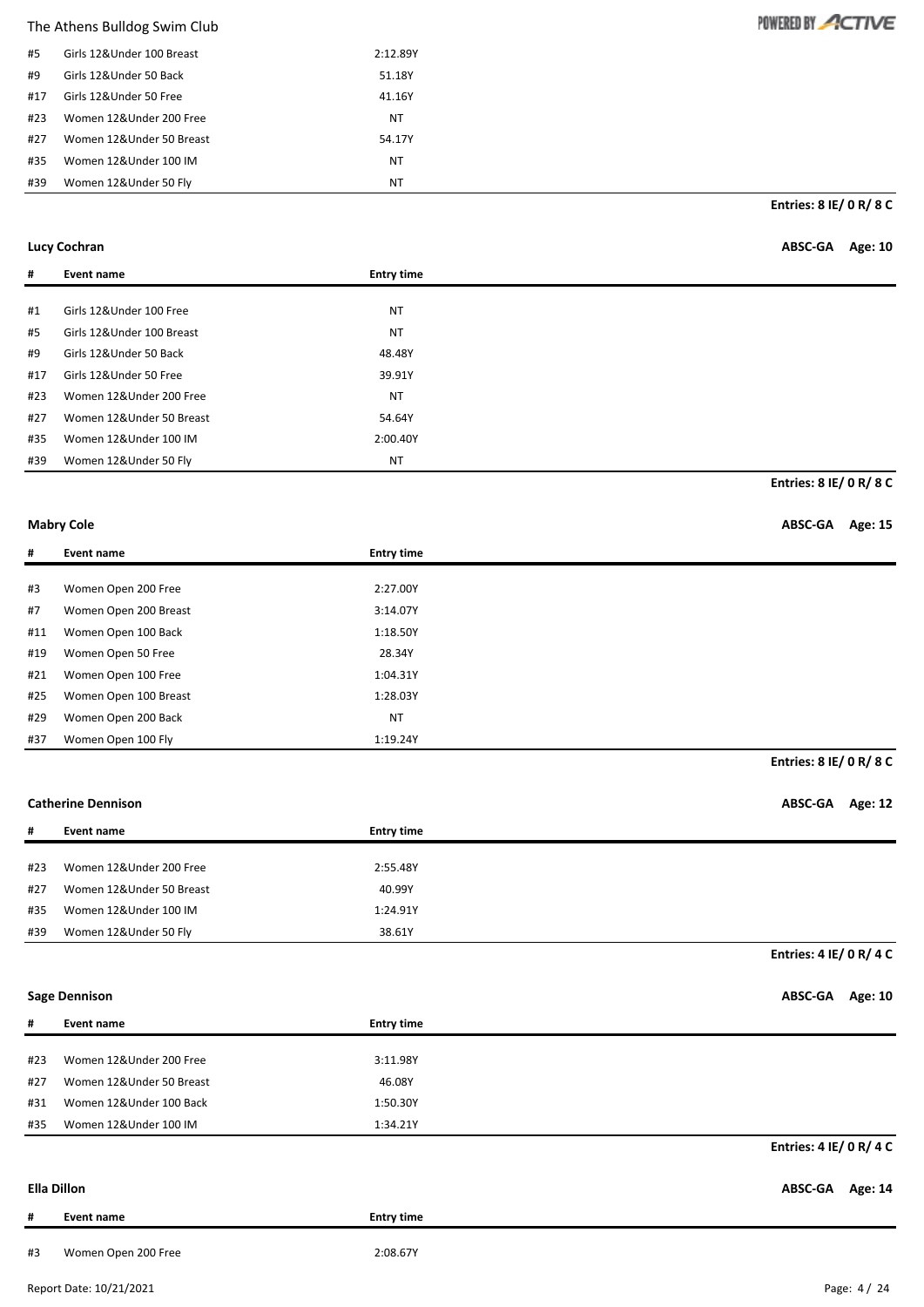| # | Event name | Entry time |
|---|---|---|
| #5 | Girls 12&Under 100 Breast | 2:12.89Y |
| #9 | Girls 12&Under 50 Back | 51.18Y |
| #17 | Girls 12&Under 50 Free | 41.16Y |
| #23 | Women 12&Under 200 Free | NT |
| #27 | Women 12&Under 50 Breast | 54.17Y |
| #35 | Women 12&Under 100 IM | NT |
| #39 | Women 12&Under 50 Fly | NT |

**Entries: 8 IE/ 0 R/ 8 C**

**Lucy Cochran** — **ABSC-GA Age: 10**

| # | Event name | Entry time |
|---|---|---|
| #1 | Girls 12&Under 100 Free | NT |
| #5 | Girls 12&Under 100 Breast | NT |
| #9 | Girls 12&Under 50 Back | 48.48Y |
| #17 | Girls 12&Under 50 Free | 39.91Y |
| #23 | Women 12&Under 200 Free | NT |
| #27 | Women 12&Under 50 Breast | 54.64Y |
| #35 | Women 12&Under 100 IM | 2:00.40Y |
| #39 | Women 12&Under 50 Fly | NT |

**Entries: 8 IE/ 0 R/ 8 C**

**Mabry Cole** — **ABSC-GA Age: 15**

| # | Event name | Entry time |
|---|---|---|
| #3 | Women Open 200 Free | 2:27.00Y |
| #7 | Women Open 200 Breast | 3:14.07Y |
| #11 | Women Open 100 Back | 1:18.50Y |
| #19 | Women Open 50 Free | 28.34Y |
| #21 | Women Open 100 Free | 1:04.31Y |
| #25 | Women Open 100 Breast | 1:28.03Y |
| #29 | Women Open 200 Back | NT |
| #37 | Women Open 100 Fly | 1:19.24Y |

**Entries: 8 IE/ 0 R/ 8 C**

**Catherine Dennison** — **ABSC-GA Age: 12**

| # | Event name | Entry time |
|---|---|---|
| #23 | Women 12&Under 200 Free | 2:55.48Y |
| #27 | Women 12&Under 50 Breast | 40.99Y |
| #35 | Women 12&Under 100 IM | 1:24.91Y |
| #39 | Women 12&Under 50 Fly | 38.61Y |

**Entries: 4 IE/ 0 R/ 4 C**

**Sage Dennison** — **ABSC-GA Age: 10**

| # | Event name | Entry time |
|---|---|---|
| #23 | Women 12&Under 200 Free | 3:11.98Y |
| #27 | Women 12&Under 50 Breast | 46.08Y |
| #31 | Women 12&Under 100 Back | 1:50.30Y |
| #35 | Women 12&Under 100 IM | 1:34.21Y |

**Entries: 4 IE/ 0 R/ 4 C**

**Ella Dillon** — **ABSC-GA Age: 14**

| # | Event name | Entry time |
|---|---|---|
| #3 | Women Open 200 Free | 2:08.67Y |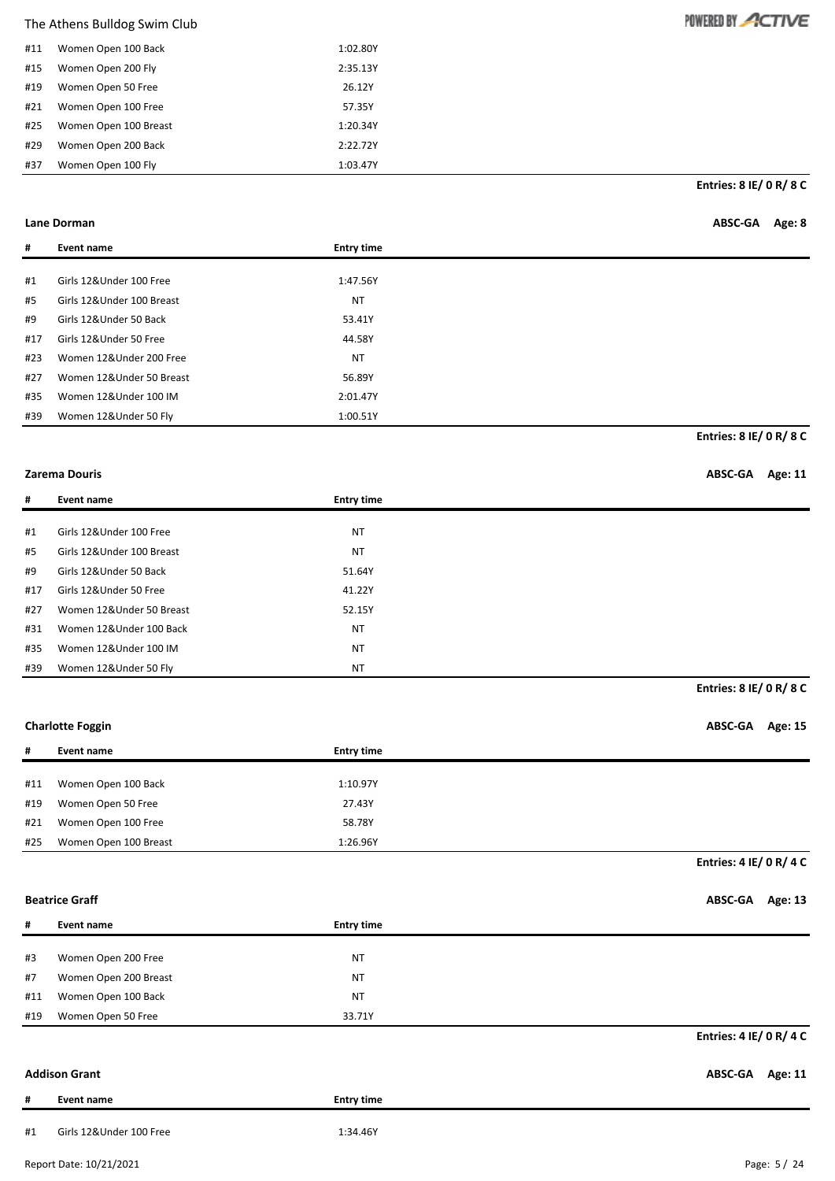| # | Event name | Entry time |
|---|---|---|
| #11 | Women Open 100 Back | 1:02.80Y |
| #15 | Women Open 200 Fly | 2:35.13Y |
| #19 | Women Open 50 Free | 26.12Y |
| #21 | Women Open 100 Free | 57.35Y |
| #25 | Women Open 100 Breast | 1:20.34Y |
| #29 | Women Open 200 Back | 2:22.72Y |
| #37 | Women Open 100 Fly | 1:03.47Y |

**Entries: 8 IE/ 0 R/ 8 C**

**Lane Dorman** **ABSC-GA Age: 8**

| # | Event name | Entry time |
|---|---|---|
| #1 | Girls 12&Under 100 Free | 1:47.56Y |
| #5 | Girls 12&Under 100 Breast | NT |
| #9 | Girls 12&Under 50 Back | 53.41Y |
| #17 | Girls 12&Under 50 Free | 44.58Y |
| #23 | Women 12&Under 200 Free | NT |
| #27 | Women 12&Under 50 Breast | 56.89Y |
| #35 | Women 12&Under 100 IM | 2:01.47Y |
| #39 | Women 12&Under 50 Fly | 1:00.51Y |

**Entries: 8 IE/ 0 R/ 8 C**

**Zarema Douris** **ABSC-GA Age: 11**

| # | Event name | Entry time |
|---|---|---|
| #1 | Girls 12&Under 100 Free | NT |
| #5 | Girls 12&Under 100 Breast | NT |
| #9 | Girls 12&Under 50 Back | 51.64Y |
| #17 | Girls 12&Under 50 Free | 41.22Y |
| #27 | Women 12&Under 50 Breast | 52.15Y |
| #31 | Women 12&Under 100 Back | NT |
| #35 | Women 12&Under 100 IM | NT |
| #39 | Women 12&Under 50 Fly | NT |

**Entries: 8 IE/ 0 R/ 8 C**

**Charlotte Foggin** **ABSC-GA Age: 15**

| # | Event name | Entry time |
|---|---|---|
| #11 | Women Open 100 Back | 1:10.97Y |
| #19 | Women Open 50 Free | 27.43Y |
| #21 | Women Open 100 Free | 58.78Y |
| #25 | Women Open 100 Breast | 1:26.96Y |

**Entries: 4 IE/ 0 R/ 4 C**

**Beatrice Graff** **ABSC-GA Age: 13**

| # | Event name | Entry time |
|---|---|---|
| #3 | Women Open 200 Free | NT |
| #7 | Women Open 200 Breast | NT |
| #11 | Women Open 100 Back | NT |
| #19 | Women Open 50 Free | 33.71Y |

**Entries: 4 IE/ 0 R/ 4 C**

**Addison Grant** **ABSC-GA Age: 11**

| # | Event name | Entry time |
|---|---|---|
| #1 | Girls 12&Under 100 Free | 1:34.46Y |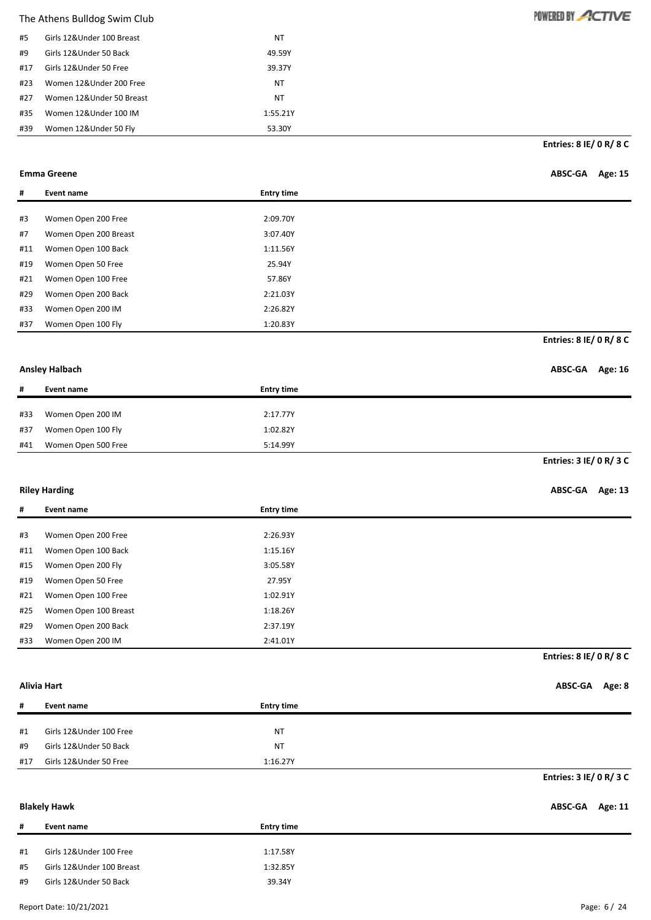| # | Event name | Entry time |
|---|---|---|
| #5 | Girls 12&Under 100 Breast | NT |
| #9 | Girls 12&Under 50 Back | 49.59Y |
| #17 | Girls 12&Under 50 Free | 39.37Y |
| #23 | Women 12&Under 200 Free | NT |
| #27 | Women 12&Under 50 Breast | NT |
| #35 | Women 12&Under 100 IM | 1:55.21Y |
| #39 | Women 12&Under 50 Fly | 53.30Y |

**Entries: 8 IE/ 0 R/ 8 C**

**Emma Greene** — **ABSC-GA** **Age: 15**

| # | Event name | Entry time |
|---|---|---|
| #3 | Women Open 200 Free | 2:09.70Y |
| #7 | Women Open 200 Breast | 3:07.40Y |
| #11 | Women Open 100 Back | 1:11.56Y |
| #19 | Women Open 50 Free | 25.94Y |
| #21 | Women Open 100 Free | 57.86Y |
| #29 | Women Open 200 Back | 2:21.03Y |
| #33 | Women Open 200 IM | 2:26.82Y |
| #37 | Women Open 100 Fly | 1:20.83Y |

**Entries: 8 IE/ 0 R/ 8 C**

**Ansley Halbach** — **ABSC-GA** **Age: 16**

| # | Event name | Entry time |
|---|---|---|
| #33 | Women Open 200 IM | 2:17.77Y |
| #37 | Women Open 100 Fly | 1:02.82Y |
| #41 | Women Open 500 Free | 5:14.99Y |

**Entries: 3 IE/ 0 R/ 3 C**

**Riley Harding** — **ABSC-GA** **Age: 13**

| # | Event name | Entry time |
|---|---|---|
| #3 | Women Open 200 Free | 2:26.93Y |
| #11 | Women Open 100 Back | 1:15.16Y |
| #15 | Women Open 200 Fly | 3:05.58Y |
| #19 | Women Open 50 Free | 27.95Y |
| #21 | Women Open 100 Free | 1:02.91Y |
| #25 | Women Open 100 Breast | 1:18.26Y |
| #29 | Women Open 200 Back | 2:37.19Y |
| #33 | Women Open 200 IM | 2:41.01Y |

**Entries: 8 IE/ 0 R/ 8 C**

**Alivia Hart** — **ABSC-GA** **Age: 8**

| # | Event name | Entry time |
|---|---|---|
| #1 | Girls 12&Under 100 Free | NT |
| #9 | Girls 12&Under 50 Back | NT |
| #17 | Girls 12&Under 50 Free | 1:16.27Y |

**Entries: 3 IE/ 0 R/ 3 C**

**Blakely Hawk** — **ABSC-GA** **Age: 11**

| # | Event name | Entry time |
|---|---|---|
| #1 | Girls 12&Under 100 Free | 1:17.58Y |
| #5 | Girls 12&Under 100 Breast | 1:32.85Y |
| #9 | Girls 12&Under 50 Back | 39.34Y |

Report Date: 10/21/2021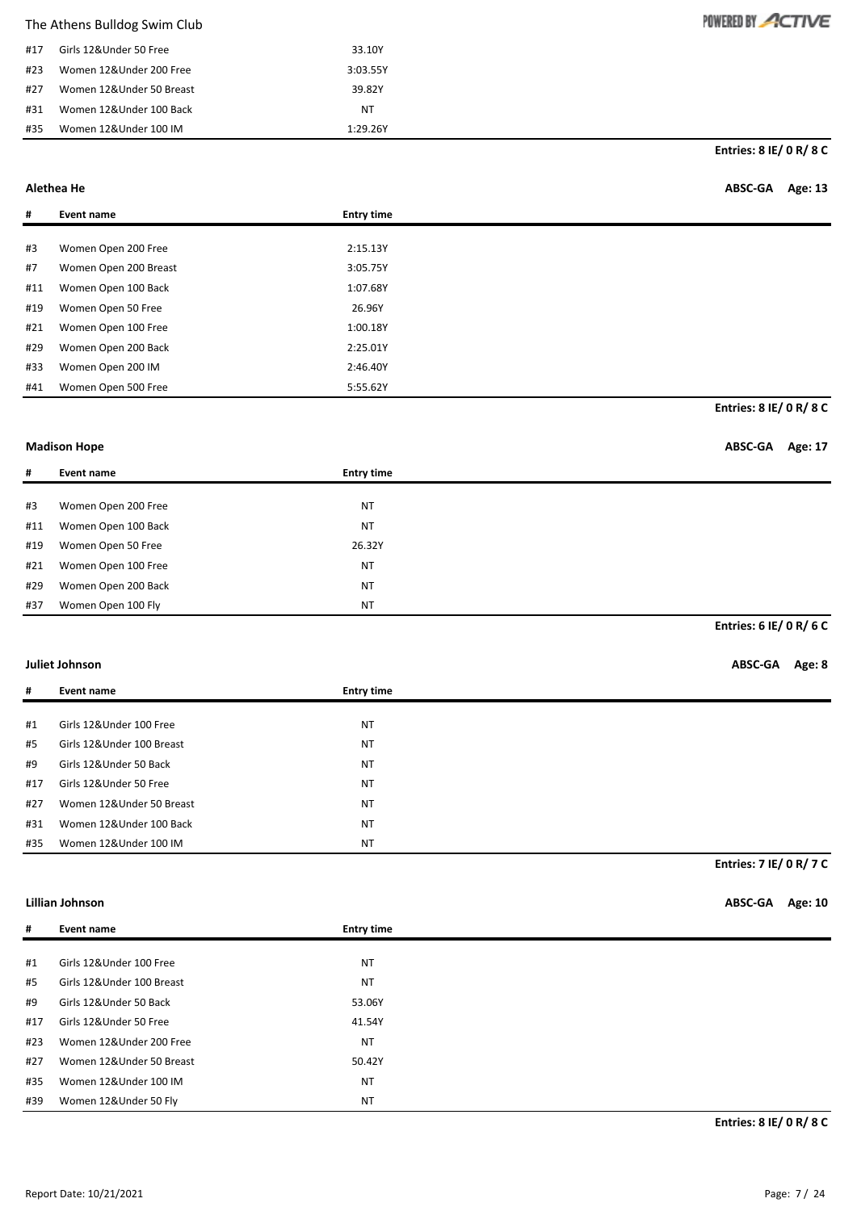| # | Event name | Entry time |
|---|---|---|
| #17 | Girls 12&Under 50 Free | 33.10Y |
| #23 | Women 12&Under 200 Free | 3:03.55Y |
| #27 | Women 12&Under 50 Breast | 39.82Y |
| #31 | Women 12&Under 100 Back | NT |
| #35 | Women 12&Under 100 IM | 1:29.26Y |

**Entries: 8 IE/ 0 R/ 8 C**

**Alethea He** — **ABSC-GA** **Age: 13**

| # | Event name | Entry time |
|---|---|---|
| #3 | Women Open 200 Free | 2:15.13Y |
| #7 | Women Open 200 Breast | 3:05.75Y |
| #11 | Women Open 100 Back | 1:07.68Y |
| #19 | Women Open 50 Free | 26.96Y |
| #21 | Women Open 100 Free | 1:00.18Y |
| #29 | Women Open 200 Back | 2:25.01Y |
| #33 | Women Open 200 IM | 2:46.40Y |
| #41 | Women Open 500 Free | 5:55.62Y |

**Entries: 8 IE/ 0 R/ 8 C**

**Madison Hope** — **ABSC-GA** **Age: 17**

| # | Event name | Entry time |
|---|---|---|
| #3 | Women Open 200 Free | NT |
| #11 | Women Open 100 Back | NT |
| #19 | Women Open 50 Free | 26.32Y |
| #21 | Women Open 100 Free | NT |
| #29 | Women Open 200 Back | NT |
| #37 | Women Open 100 Fly | NT |

**Entries: 6 IE/ 0 R/ 6 C**

**Juliet Johnson** — **ABSC-GA** **Age: 8**

| # | Event name | Entry time |
|---|---|---|
| #1 | Girls 12&Under 100 Free | NT |
| #5 | Girls 12&Under 100 Breast | NT |
| #9 | Girls 12&Under 50 Back | NT |
| #17 | Girls 12&Under 50 Free | NT |
| #27 | Women 12&Under 50 Breast | NT |
| #31 | Women 12&Under 100 Back | NT |
| #35 | Women 12&Under 100 IM | NT |

**Entries: 7 IE/ 0 R/ 7 C**

**Lillian Johnson** — **ABSC-GA** **Age: 10**

| # | Event name | Entry time |
|---|---|---|
| #1 | Girls 12&Under 100 Free | NT |
| #5 | Girls 12&Under 100 Breast | NT |
| #9 | Girls 12&Under 50 Back | 53.06Y |
| #17 | Girls 12&Under 50 Free | 41.54Y |
| #23 | Women 12&Under 200 Free | NT |
| #27 | Women 12&Under 50 Breast | 50.42Y |
| #35 | Women 12&Under 100 IM | NT |
| #39 | Women 12&Under 50 Fly | NT |

**Entries: 8 IE/ 0 R/ 8 C**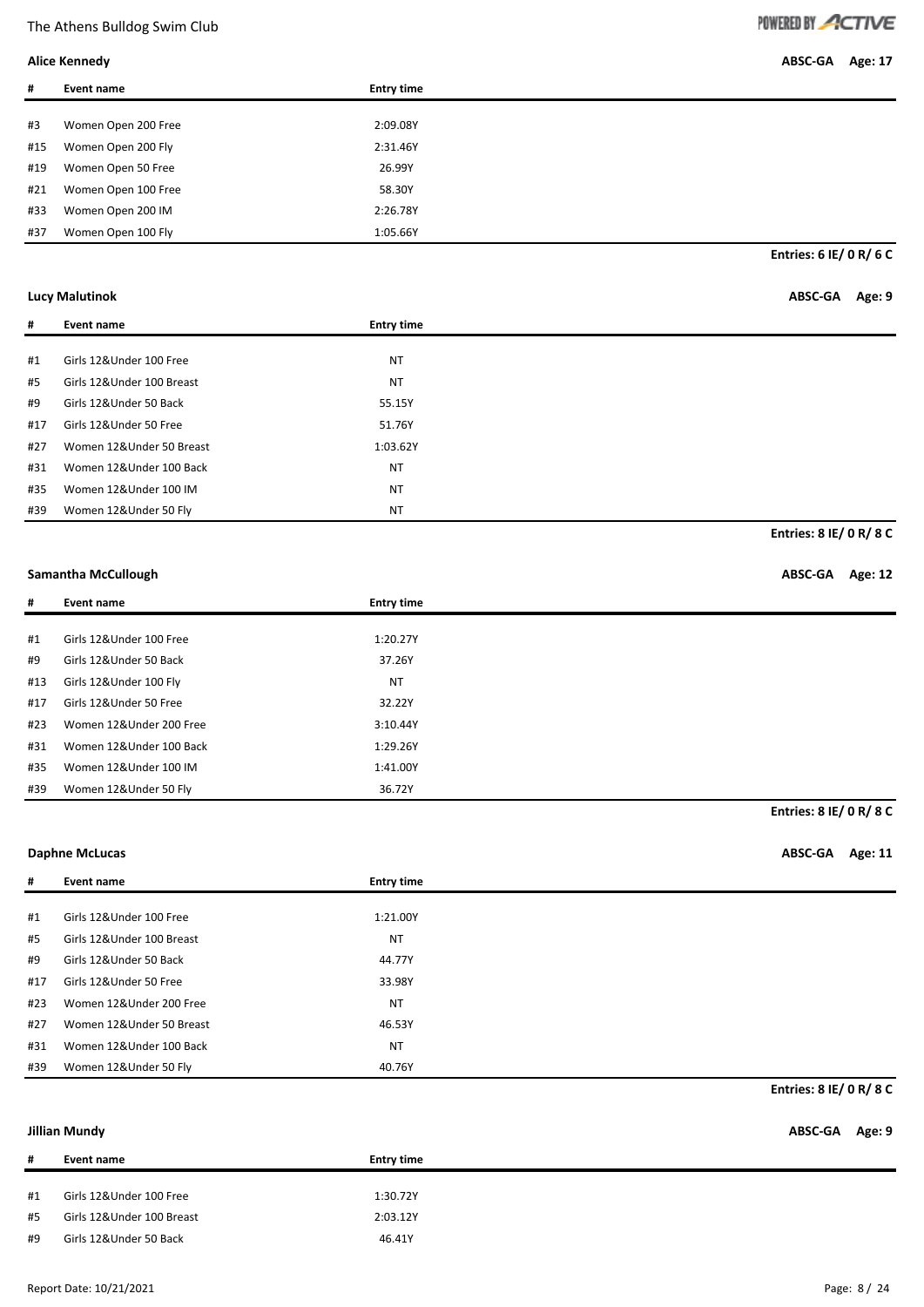**Alice Kennedy** — ABSC-GA Age: 17

| # | Event name | Entry time |
|---|---|---|
| #3 | Women Open 200 Free | 2:09.08Y |
| #15 | Women Open 200 Fly | 2:31.46Y |
| #19 | Women Open 50 Free | 26.99Y |
| #21 | Women Open 100 Free | 58.30Y |
| #33 | Women Open 200 IM | 2:26.78Y |
| #37 | Women Open 100 Fly | 1:05.66Y |

**Entries: 6 IE/ 0 R/ 6 C**

**Lucy Malutinok** — ABSC-GA Age: 9

| # | Event name | Entry time |
|---|---|---|
| #1 | Girls 12&Under 100 Free | NT |
| #5 | Girls 12&Under 100 Breast | NT |
| #9 | Girls 12&Under 50 Back | 55.15Y |
| #17 | Girls 12&Under 50 Free | 51.76Y |
| #27 | Women 12&Under 50 Breast | 1:03.62Y |
| #31 | Women 12&Under 100 Back | NT |
| #35 | Women 12&Under 100 IM | NT |
| #39 | Women 12&Under 50 Fly | NT |

**Entries: 8 IE/ 0 R/ 8 C**

**Samantha McCullough** — ABSC-GA Age: 12

| # | Event name | Entry time |
|---|---|---|
| #1 | Girls 12&Under 100 Free | 1:20.27Y |
| #9 | Girls 12&Under 50 Back | 37.26Y |
| #13 | Girls 12&Under 100 Fly | NT |
| #17 | Girls 12&Under 50 Free | 32.22Y |
| #23 | Women 12&Under 200 Free | 3:10.44Y |
| #31 | Women 12&Under 100 Back | 1:29.26Y |
| #35 | Women 12&Under 100 IM | 1:41.00Y |
| #39 | Women 12&Under 50 Fly | 36.72Y |

**Entries: 8 IE/ 0 R/ 8 C**

**Daphne McLucas** — ABSC-GA Age: 11

| # | Event name | Entry time |
|---|---|---|
| #1 | Girls 12&Under 100 Free | 1:21.00Y |
| #5 | Girls 12&Under 100 Breast | NT |
| #9 | Girls 12&Under 50 Back | 44.77Y |
| #17 | Girls 12&Under 50 Free | 33.98Y |
| #23 | Women 12&Under 200 Free | NT |
| #27 | Women 12&Under 50 Breast | 46.53Y |
| #31 | Women 12&Under 100 Back | NT |
| #39 | Women 12&Under 50 Fly | 40.76Y |

**Entries: 8 IE/ 0 R/ 8 C**

**Jillian Mundy** — ABSC-GA Age: 9

| # | Event name | Entry time |
|---|---|---|
| #1 | Girls 12&Under 100 Free | 1:30.72Y |
| #5 | Girls 12&Under 100 Breast | 2:03.12Y |
| #9 | Girls 12&Under 50 Back | 46.41Y |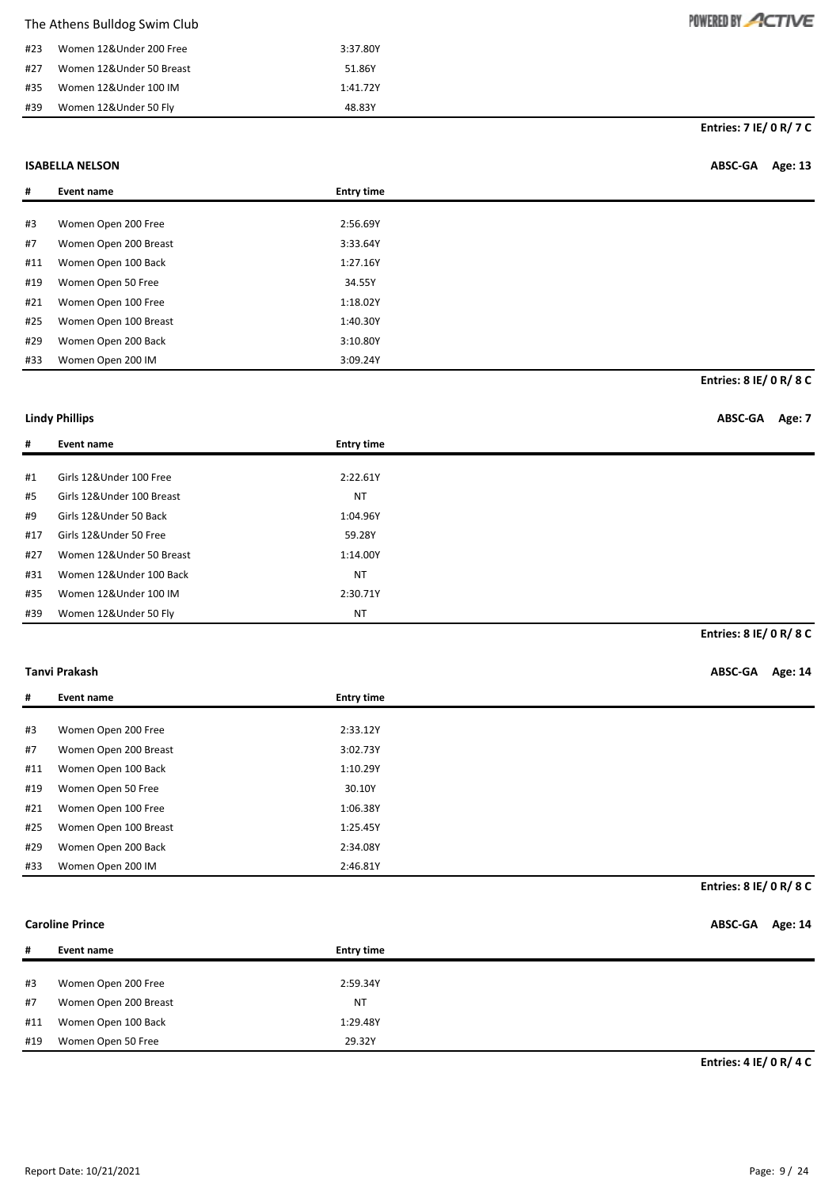| # | Event name | Entry time |
|---|---|---|
| #23 | Women 12&Under 200 Free | 3:37.80Y |
| #27 | Women 12&Under 50 Breast | 51.86Y |
| #35 | Women 12&Under 100 IM | 1:41.72Y |
| #39 | Women 12&Under 50 Fly | 48.83Y |

**Entries: 7 IE/ 0 R/ 7 C**

**ISABELLA NELSON** — **ABSC-GA** — **Age: 13**

| # | Event name | Entry time |
|---|---|---|
| #3 | Women Open 200 Free | 2:56.69Y |
| #7 | Women Open 200 Breast | 3:33.64Y |
| #11 | Women Open 100 Back | 1:27.16Y |
| #19 | Women Open 50 Free | 34.55Y |
| #21 | Women Open 100 Free | 1:18.02Y |
| #25 | Women Open 100 Breast | 1:40.30Y |
| #29 | Women Open 200 Back | 3:10.80Y |
| #33 | Women Open 200 IM | 3:09.24Y |

**Entries: 8 IE/ 0 R/ 8 C**

**Lindy Phillips** — **ABSC-GA** — **Age: 7**

| # | Event name | Entry time |
|---|---|---|
| #1 | Girls 12&Under 100 Free | 2:22.61Y |
| #5 | Girls 12&Under 100 Breast | NT |
| #9 | Girls 12&Under 50 Back | 1:04.96Y |
| #17 | Girls 12&Under 50 Free | 59.28Y |
| #27 | Women 12&Under 50 Breast | 1:14.00Y |
| #31 | Women 12&Under 100 Back | NT |
| #35 | Women 12&Under 100 IM | 2:30.71Y |
| #39 | Women 12&Under 50 Fly | NT |

**Entries: 8 IE/ 0 R/ 8 C**

**Tanvi Prakash** — **ABSC-GA** — **Age: 14**

| # | Event name | Entry time |
|---|---|---|
| #3 | Women Open 200 Free | 2:33.12Y |
| #7 | Women Open 200 Breast | 3:02.73Y |
| #11 | Women Open 100 Back | 1:10.29Y |
| #19 | Women Open 50 Free | 30.10Y |
| #21 | Women Open 100 Free | 1:06.38Y |
| #25 | Women Open 100 Breast | 1:25.45Y |
| #29 | Women Open 200 Back | 2:34.08Y |
| #33 | Women Open 200 IM | 2:46.81Y |

**Entries: 8 IE/ 0 R/ 8 C**

**Caroline Prince** — **ABSC-GA** — **Age: 14**

| # | Event name | Entry time |
|---|---|---|
| #3 | Women Open 200 Free | 2:59.34Y |
| #7 | Women Open 200 Breast | NT |
| #11 | Women Open 100 Back | 1:29.48Y |
| #19 | Women Open 50 Free | 29.32Y |

**Entries: 4 IE/ 0 R/ 4 C**

Report Date: 10/21/2021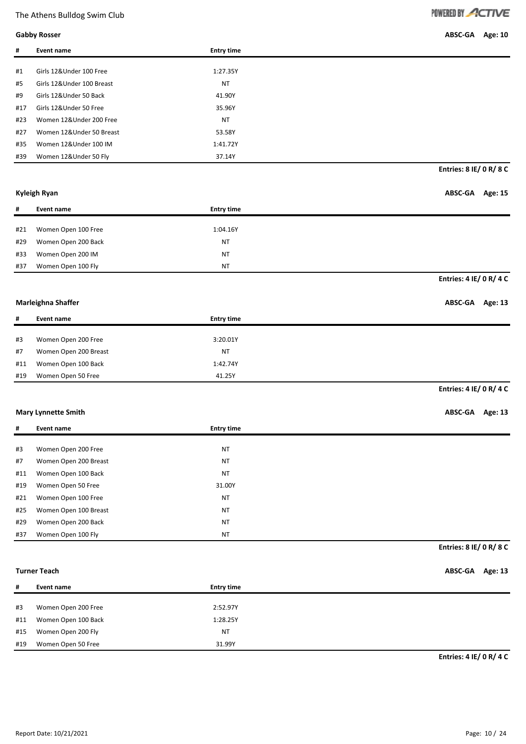**Gabby Rosser** ABSC-GA Age: 10

| # | Event name | Entry time |
|---|---|---|
| #1 | Girls 12&Under 100 Free | 1:27.35Y |
| #5 | Girls 12&Under 100 Breast | NT |
| #9 | Girls 12&Under 50 Back | 41.90Y |
| #17 | Girls 12&Under 50 Free | 35.96Y |
| #23 | Women 12&Under 200 Free | NT |
| #27 | Women 12&Under 50 Breast | 53.58Y |
| #35 | Women 12&Under 100 IM | 1:41.72Y |
| #39 | Women 12&Under 50 Fly | 37.14Y |

**Entries: 8 IE/ 0 R/ 8 C**

**Kyleigh Ryan** ABSC-GA Age: 15

| # | Event name | Entry time |
|---|---|---|
| #21 | Women Open 100 Free | 1:04.16Y |
| #29 | Women Open 200 Back | NT |
| #33 | Women Open 200 IM | NT |
| #37 | Women Open 100 Fly | NT |

**Entries: 4 IE/ 0 R/ 4 C**

**Marleighna Shaffer** ABSC-GA Age: 13

| # | Event name | Entry time |
|---|---|---|
| #3 | Women Open 200 Free | 3:20.01Y |
| #7 | Women Open 200 Breast | NT |
| #11 | Women Open 100 Back | 1:42.74Y |
| #19 | Women Open 50 Free | 41.25Y |

**Entries: 4 IE/ 0 R/ 4 C**

**Mary Lynnette Smith** ABSC-GA Age: 13

| # | Event name | Entry time |
|---|---|---|
| #3 | Women Open 200 Free | NT |
| #7 | Women Open 200 Breast | NT |
| #11 | Women Open 100 Back | NT |
| #19 | Women Open 50 Free | 31.00Y |
| #21 | Women Open 100 Free | NT |
| #25 | Women Open 100 Breast | NT |
| #29 | Women Open 200 Back | NT |
| #37 | Women Open 100 Fly | NT |

**Entries: 8 IE/ 0 R/ 8 C**

**Turner Teach** ABSC-GA Age: 13

| # | Event name | Entry time |
|---|---|---|
| #3 | Women Open 200 Free | 2:52.97Y |
| #11 | Women Open 100 Back | 1:28.25Y |
| #15 | Women Open 200 Fly | NT |
| #19 | Women Open 50 Free | 31.99Y |

**Entries: 4 IE/ 0 R/ 4 C**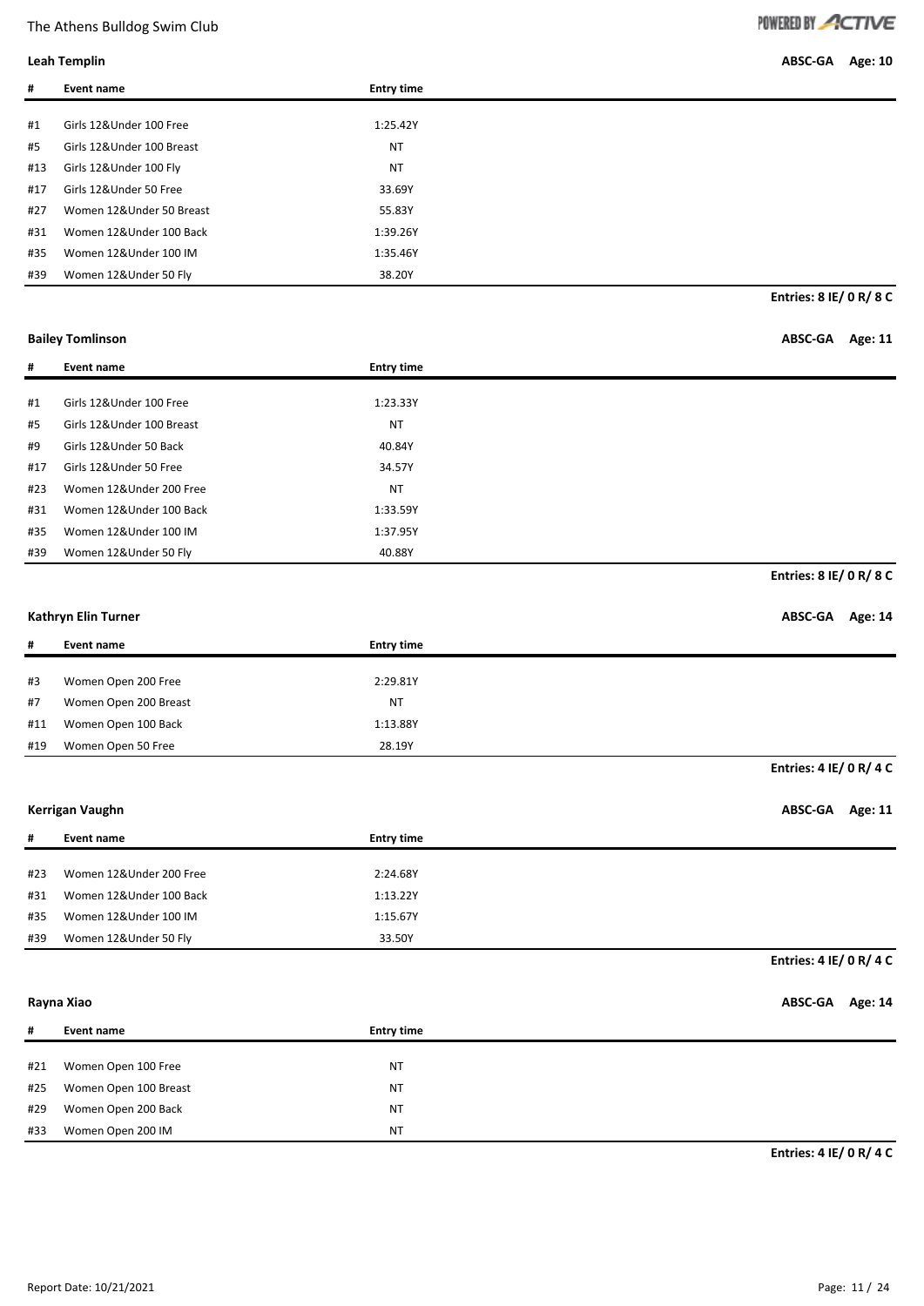### Leah Templin

ABSC-GA **Age: 10**

| # | Event name | Entry time |
|---|---|---|
| #1 | Girls 12&Under 100 Free | 1:25.42Y |
| #5 | Girls 12&Under 100 Breast | NT |
| #13 | Girls 12&Under 100 Fly | NT |
| #17 | Girls 12&Under 50 Free | 33.69Y |
| #27 | Women 12&Under 50 Breast | 55.83Y |
| #31 | Women 12&Under 100 Back | 1:39.26Y |
| #35 | Women 12&Under 100 IM | 1:35.46Y |
| #39 | Women 12&Under 50 Fly | 38.20Y |

**Entries: 8 IE/ 0 R/ 8 C**

### Bailey Tomlinson

ABSC-GA **Age: 11**

| # | Event name | Entry time |
|---|---|---|
| #1 | Girls 12&Under 100 Free | 1:23.33Y |
| #5 | Girls 12&Under 100 Breast | NT |
| #9 | Girls 12&Under 50 Back | 40.84Y |
| #17 | Girls 12&Under 50 Free | 34.57Y |
| #23 | Women 12&Under 200 Free | NT |
| #31 | Women 12&Under 100 Back | 1:33.59Y |
| #35 | Women 12&Under 100 IM | 1:37.95Y |
| #39 | Women 12&Under 50 Fly | 40.88Y |

**Entries: 8 IE/ 0 R/ 8 C**

### Kathryn Elin Turner

ABSC-GA **Age: 14**

| # | Event name | Entry time |
|---|---|---|
| #3 | Women Open 200 Free | 2:29.81Y |
| #7 | Women Open 200 Breast | NT |
| #11 | Women Open 100 Back | 1:13.88Y |
| #19 | Women Open 50 Free | 28.19Y |

**Entries: 4 IE/ 0 R/ 4 C**

### Kerrigan Vaughn

ABSC-GA **Age: 11**

| # | Event name | Entry time |
|---|---|---|
| #23 | Women 12&Under 200 Free | 2:24.68Y |
| #31 | Women 12&Under 100 Back | 1:13.22Y |
| #35 | Women 12&Under 100 IM | 1:15.67Y |
| #39 | Women 12&Under 50 Fly | 33.50Y |

**Entries: 4 IE/ 0 R/ 4 C**

### Rayna Xiao

ABSC-GA **Age: 14**

| # | Event name | Entry time |
|---|---|---|
| #21 | Women Open 100 Free | NT |
| #25 | Women Open 100 Breast | NT |
| #29 | Women Open 200 Back | NT |
| #33 | Women Open 200 IM | NT |

**Entries: 4 IE/ 0 R/ 4 C**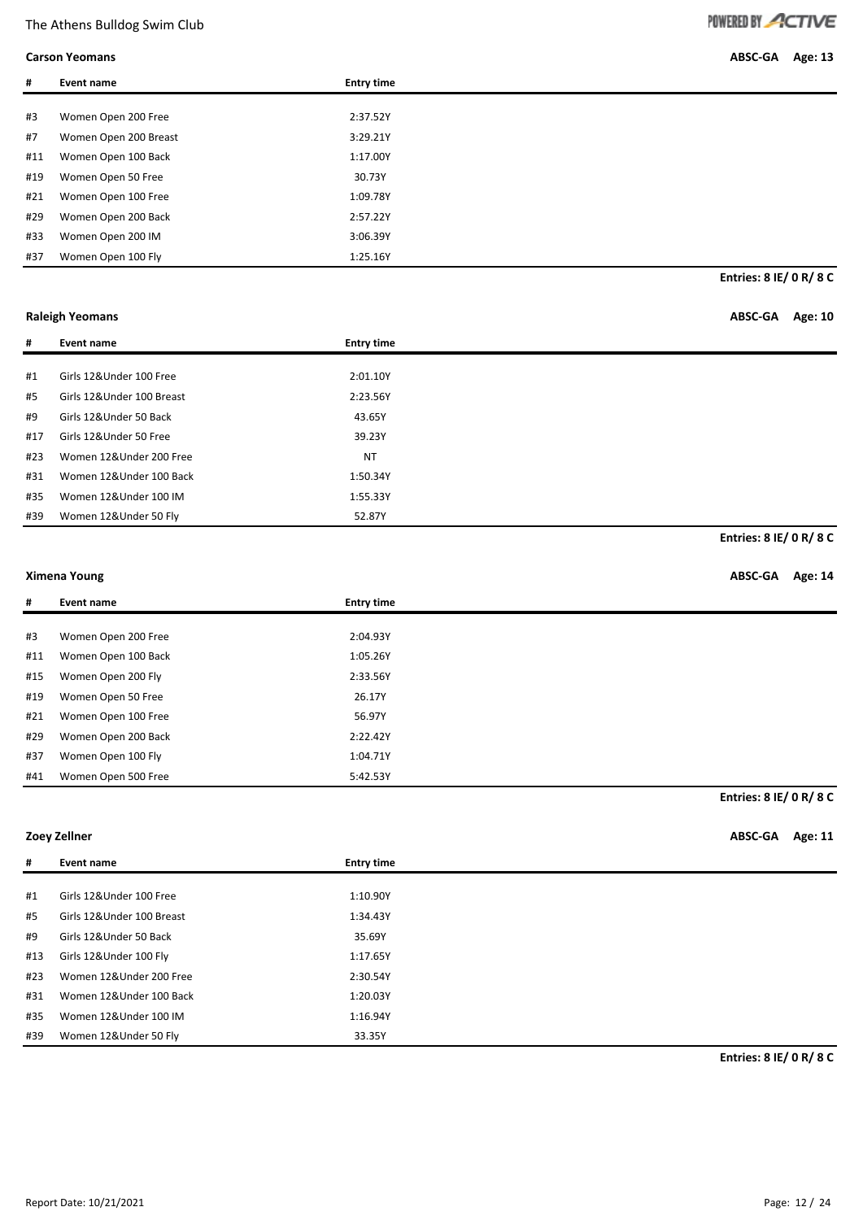### Carson Yeomans

ABSC-GA Age: 13

| # | Event name | Entry time |
|---|---|---|
| #3 | Women Open 200 Free | 2:37.52Y |
| #7 | Women Open 200 Breast | 3:29.21Y |
| #11 | Women Open 100 Back | 1:17.00Y |
| #19 | Women Open 50 Free | 30.73Y |
| #21 | Women Open 100 Free | 1:09.78Y |
| #29 | Women Open 200 Back | 2:57.22Y |
| #33 | Women Open 200 IM | 3:06.39Y |
| #37 | Women Open 100 Fly | 1:25.16Y |

**Entries: 8 IE/ 0 R/ 8 C**

### Raleigh Yeomans

ABSC-GA Age: 10

| # | Event name | Entry time |
|---|---|---|
| #1 | Girls 12&Under 100 Free | 2:01.10Y |
| #5 | Girls 12&Under 100 Breast | 2:23.56Y |
| #9 | Girls 12&Under 50 Back | 43.65Y |
| #17 | Girls 12&Under 50 Free | 39.23Y |
| #23 | Women 12&Under 200 Free | NT |
| #31 | Women 12&Under 100 Back | 1:50.34Y |
| #35 | Women 12&Under 100 IM | 1:55.33Y |
| #39 | Women 12&Under 50 Fly | 52.87Y |

**Entries: 8 IE/ 0 R/ 8 C**

### Ximena Young

ABSC-GA Age: 14

| # | Event name | Entry time |
|---|---|---|
| #3 | Women Open 200 Free | 2:04.93Y |
| #11 | Women Open 100 Back | 1:05.26Y |
| #15 | Women Open 200 Fly | 2:33.56Y |
| #19 | Women Open 50 Free | 26.17Y |
| #21 | Women Open 100 Free | 56.97Y |
| #29 | Women Open 200 Back | 2:22.42Y |
| #37 | Women Open 100 Fly | 1:04.71Y |
| #41 | Women Open 500 Free | 5:42.53Y |

**Entries: 8 IE/ 0 R/ 8 C**

### Zoey Zellner

ABSC-GA Age: 11

| # | Event name | Entry time |
|---|---|---|
| #1 | Girls 12&Under 100 Free | 1:10.90Y |
| #5 | Girls 12&Under 100 Breast | 1:34.43Y |
| #9 | Girls 12&Under 50 Back | 35.69Y |
| #13 | Girls 12&Under 100 Fly | 1:17.65Y |
| #23 | Women 12&Under 200 Free | 2:30.54Y |
| #31 | Women 12&Under 100 Back | 1:20.03Y |
| #35 | Women 12&Under 100 IM | 1:16.94Y |
| #39 | Women 12&Under 50 Fly | 33.35Y |

**Entries: 8 IE/ 0 R/ 8 C**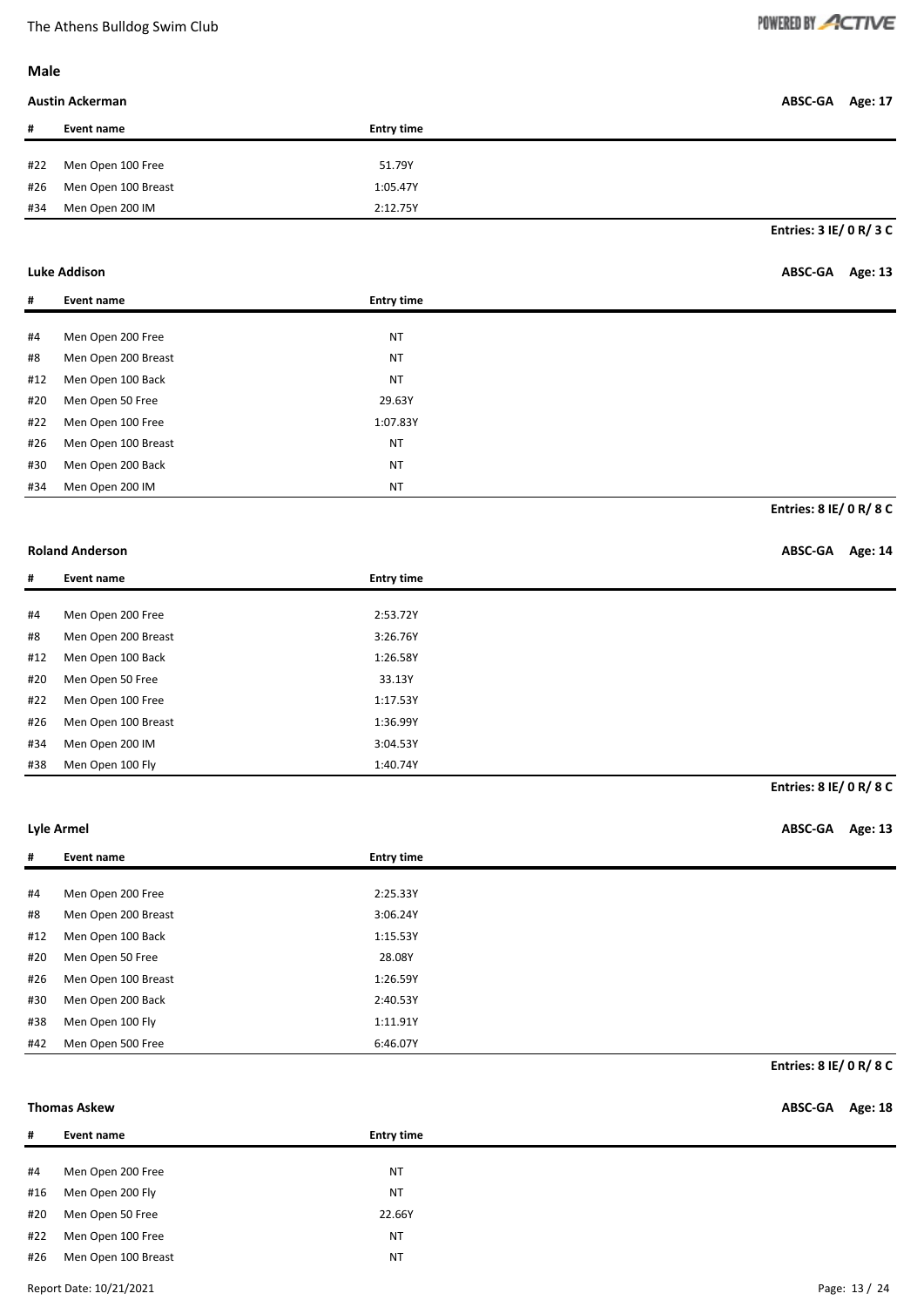## Male

### Austin Ackerman

ABSC-GA Age: 17

| # | Event name | Entry time |
|---|---|---|
| #22 | Men Open 100 Free | 51.79Y |
| #26 | Men Open 100 Breast | 1:05.47Y |
| #34 | Men Open 200 IM | 2:12.75Y |

**Entries: 3 IE/ 0 R/ 3 C**

### Luke Addison

ABSC-GA Age: 13

| # | Event name | Entry time |
|---|---|---|
| #4 | Men Open 200 Free | NT |
| #8 | Men Open 200 Breast | NT |
| #12 | Men Open 100 Back | NT |
| #20 | Men Open 50 Free | 29.63Y |
| #22 | Men Open 100 Free | 1:07.83Y |
| #26 | Men Open 100 Breast | NT |
| #30 | Men Open 200 Back | NT |
| #34 | Men Open 200 IM | NT |

**Entries: 8 IE/ 0 R/ 8 C**

### Roland Anderson

ABSC-GA Age: 14

| # | Event name | Entry time |
|---|---|---|
| #4 | Men Open 200 Free | 2:53.72Y |
| #8 | Men Open 200 Breast | 3:26.76Y |
| #12 | Men Open 100 Back | 1:26.58Y |
| #20 | Men Open 50 Free | 33.13Y |
| #22 | Men Open 100 Free | 1:17.53Y |
| #26 | Men Open 100 Breast | 1:36.99Y |
| #34 | Men Open 200 IM | 3:04.53Y |
| #38 | Men Open 100 Fly | 1:40.74Y |

**Entries: 8 IE/ 0 R/ 8 C**

### Lyle Armel

ABSC-GA Age: 13

| # | Event name | Entry time |
|---|---|---|
| #4 | Men Open 200 Free | 2:25.33Y |
| #8 | Men Open 200 Breast | 3:06.24Y |
| #12 | Men Open 100 Back | 1:15.53Y |
| #20 | Men Open 50 Free | 28.08Y |
| #26 | Men Open 100 Breast | 1:26.59Y |
| #30 | Men Open 200 Back | 2:40.53Y |
| #38 | Men Open 100 Fly | 1:11.91Y |
| #42 | Men Open 500 Free | 6:46.07Y |

**Entries: 8 IE/ 0 R/ 8 C**

### Thomas Askew

ABSC-GA Age: 18

| # | Event name | Entry time |
|---|---|---|
| #4 | Men Open 200 Free | NT |
| #16 | Men Open 200 Fly | NT |
| #20 | Men Open 50 Free | 22.66Y |
| #22 | Men Open 100 Free | NT |
| #26 | Men Open 100 Breast | NT |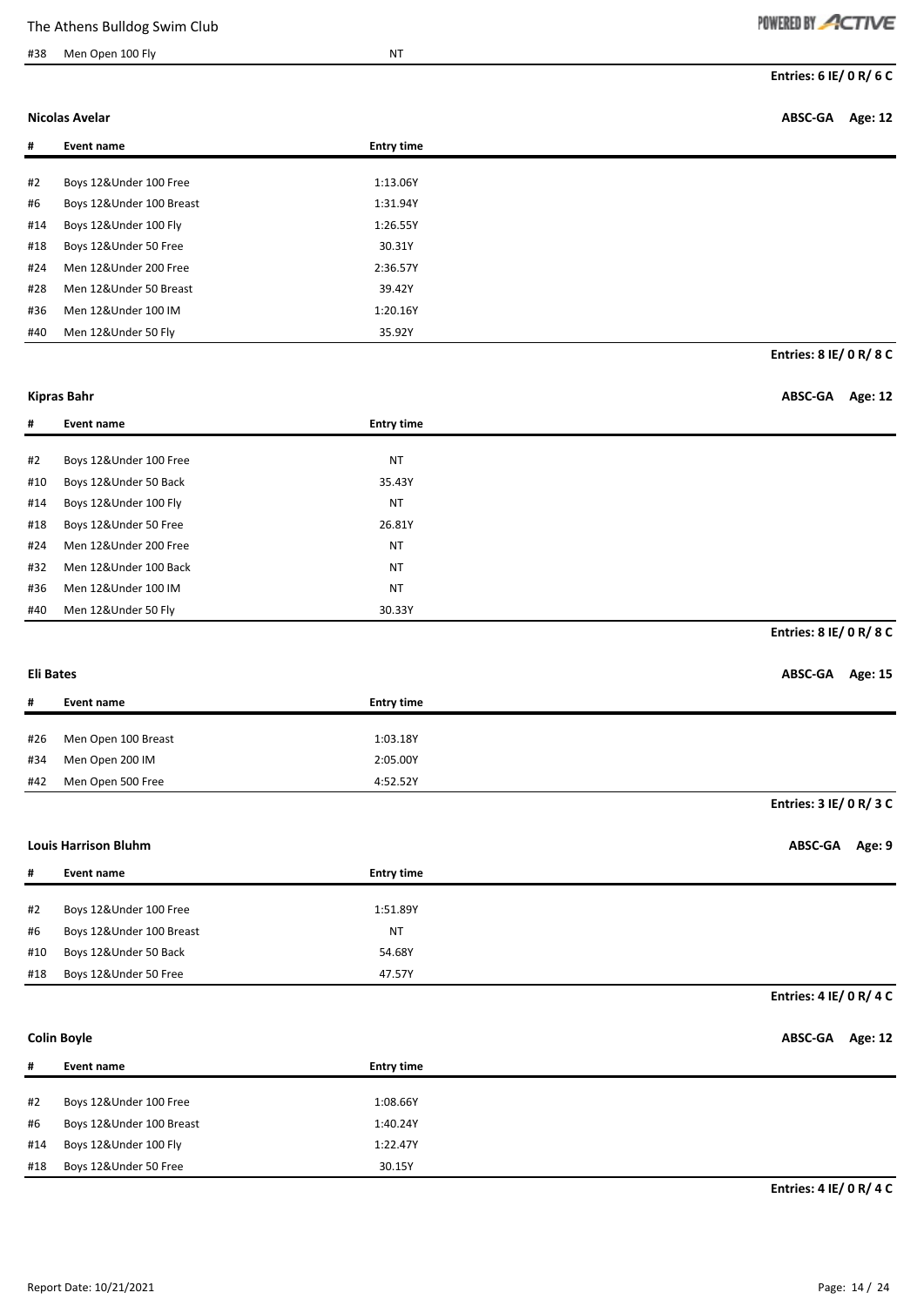#38 Men Open 100 Fly NT

**Entries: 6 IE/ 0 R/ 6 C**

**Nicolas Avelar** **ABSC-GA** **Age: 12**

| # | Event name | Entry time |
|---|---|---|
| #2 | Boys 12&Under 100 Free | 1:13.06Y |
| #6 | Boys 12&Under 100 Breast | 1:31.94Y |
| #14 | Boys 12&Under 100 Fly | 1:26.55Y |
| #18 | Boys 12&Under 50 Free | 30.31Y |
| #24 | Men 12&Under 200 Free | 2:36.57Y |
| #28 | Men 12&Under 50 Breast | 39.42Y |
| #36 | Men 12&Under 100 IM | 1:20.16Y |
| #40 | Men 12&Under 50 Fly | 35.92Y |

**Entries: 8 IE/ 0 R/ 8 C**

**Kipras Bahr** **ABSC-GA** **Age: 12**

| # | Event name | Entry time |
|---|---|---|
| #2 | Boys 12&Under 100 Free | NT |
| #10 | Boys 12&Under 50 Back | 35.43Y |
| #14 | Boys 12&Under 100 Fly | NT |
| #18 | Boys 12&Under 50 Free | 26.81Y |
| #24 | Men 12&Under 200 Free | NT |
| #32 | Men 12&Under 100 Back | NT |
| #36 | Men 12&Under 100 IM | NT |
| #40 | Men 12&Under 50 Fly | 30.33Y |

**Entries: 8 IE/ 0 R/ 8 C**

**Eli Bates** **ABSC-GA** **Age: 15**

| # | Event name | Entry time |
|---|---|---|
| #26 | Men Open 100 Breast | 1:03.18Y |
| #34 | Men Open 200 IM | 2:05.00Y |
| #42 | Men Open 500 Free | 4:52.52Y |

**Entries: 3 IE/ 0 R/ 3 C**

**Louis Harrison Bluhm** **ABSC-GA** **Age: 9**

| # | Event name | Entry time |
|---|---|---|
| #2 | Boys 12&Under 100 Free | 1:51.89Y |
| #6 | Boys 12&Under 100 Breast | NT |
| #10 | Boys 12&Under 50 Back | 54.68Y |
| #18 | Boys 12&Under 50 Free | 47.57Y |

**Entries: 4 IE/ 0 R/ 4 C**

**Colin Boyle** **ABSC-GA** **Age: 12**

| # | Event name | Entry time |
|---|---|---|
| #2 | Boys 12&Under 100 Free | 1:08.66Y |
| #6 | Boys 12&Under 100 Breast | 1:40.24Y |
| #14 | Boys 12&Under 100 Fly | 1:22.47Y |
| #18 | Boys 12&Under 50 Free | 30.15Y |

**Entries: 4 IE/ 0 R/ 4 C**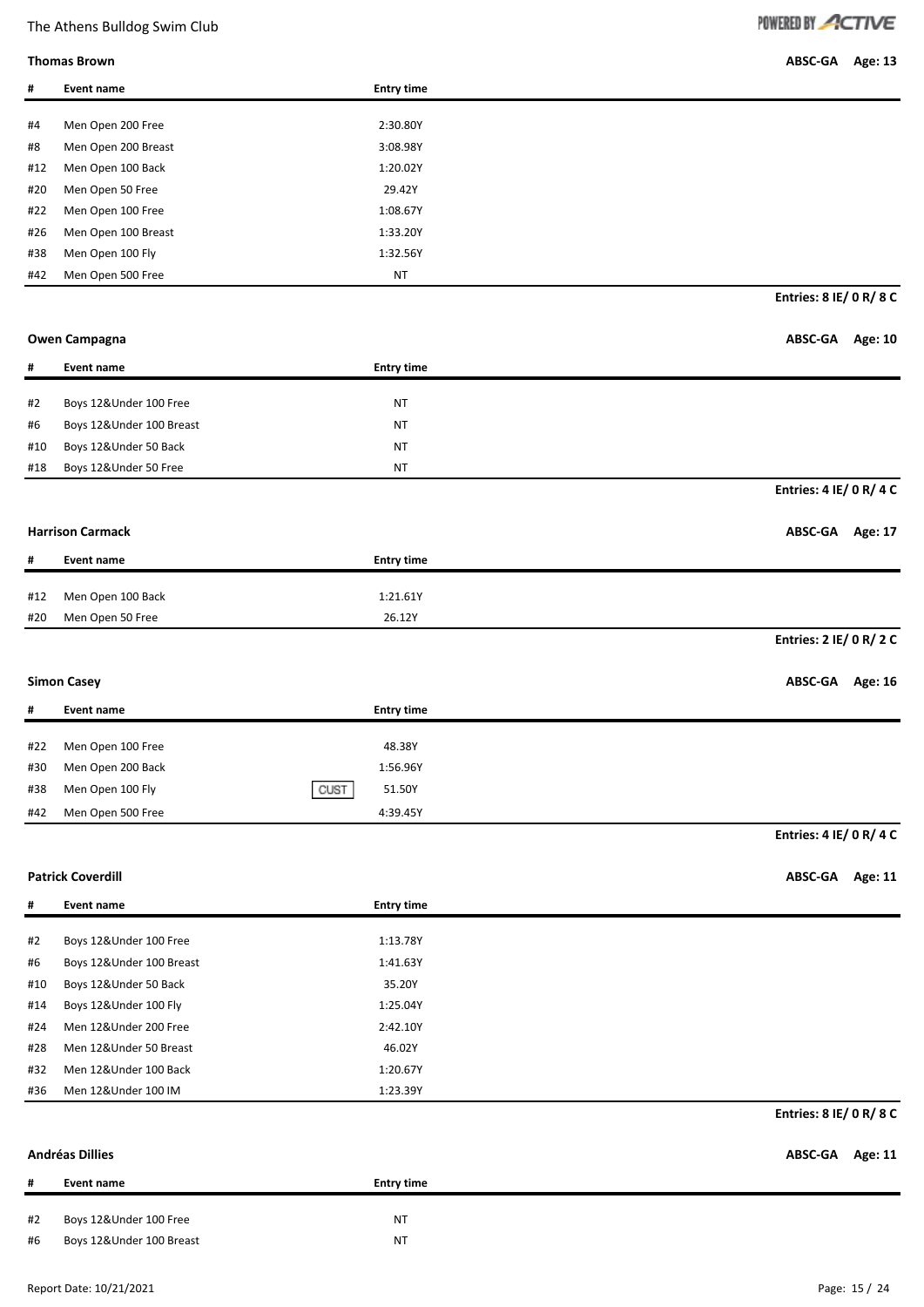### Thomas Brown

ABSC-GA **Age: 13**

| # | Event name | | Entry time |
|---|---|---|---|
| #4 | Men Open 200 Free | | 2:30.80Y |
| #8 | Men Open 200 Breast | | 3:08.98Y |
| #12 | Men Open 100 Back | | 1:20.02Y |
| #20 | Men Open 50 Free | | 29.42Y |
| #22 | Men Open 100 Free | | 1:08.67Y |
| #26 | Men Open 100 Breast | | 1:33.20Y |
| #38 | Men Open 100 Fly | | 1:32.56Y |
| #42 | Men Open 500 Free | | NT |

**Entries: 8 IE/ 0 R/ 8 C**

### Owen Campagna

ABSC-GA **Age: 10**

| # | Event name | | Entry time |
|---|---|---|---|
| #2 | Boys 12&Under 100 Free | | NT |
| #6 | Boys 12&Under 100 Breast | | NT |
| #10 | Boys 12&Under 50 Back | | NT |
| #18 | Boys 12&Under 50 Free | | NT |

**Entries: 4 IE/ 0 R/ 4 C**

### Harrison Carmack

ABSC-GA **Age: 17**

| # | Event name | | Entry time |
|---|---|---|---|
| #12 | Men Open 100 Back | | 1:21.61Y |
| #20 | Men Open 50 Free | | 26.12Y |

**Entries: 2 IE/ 0 R/ 2 C**

### Simon Casey

ABSC-GA **Age: 16**

| # | Event name | | Entry time |
|---|---|---|---|
| #22 | Men Open 100 Free | | 48.38Y |
| #30 | Men Open 200 Back | | 1:56.96Y |
| #38 | Men Open 100 Fly | CUST | 51.50Y |
| #42 | Men Open 500 Free | | 4:39.45Y |

**Entries: 4 IE/ 0 R/ 4 C**

### Patrick Coverdill

ABSC-GA **Age: 11**

| # | Event name | | Entry time |
|---|---|---|---|
| #2 | Boys 12&Under 100 Free | | 1:13.78Y |
| #6 | Boys 12&Under 100 Breast | | 1:41.63Y |
| #10 | Boys 12&Under 50 Back | | 35.20Y |
| #14 | Boys 12&Under 100 Fly | | 1:25.04Y |
| #24 | Men 12&Under 200 Free | | 2:42.10Y |
| #28 | Men 12&Under 50 Breast | | 46.02Y |
| #32 | Men 12&Under 100 Back | | 1:20.67Y |
| #36 | Men 12&Under 100 IM | | 1:23.39Y |

**Entries: 8 IE/ 0 R/ 8 C**

### Andréas Dillies

ABSC-GA **Age: 11**

| # | Event name | | Entry time |
|---|---|---|---|
| #2 | Boys 12&Under 100 Free | | NT |
| #6 | Boys 12&Under 100 Breast | | NT |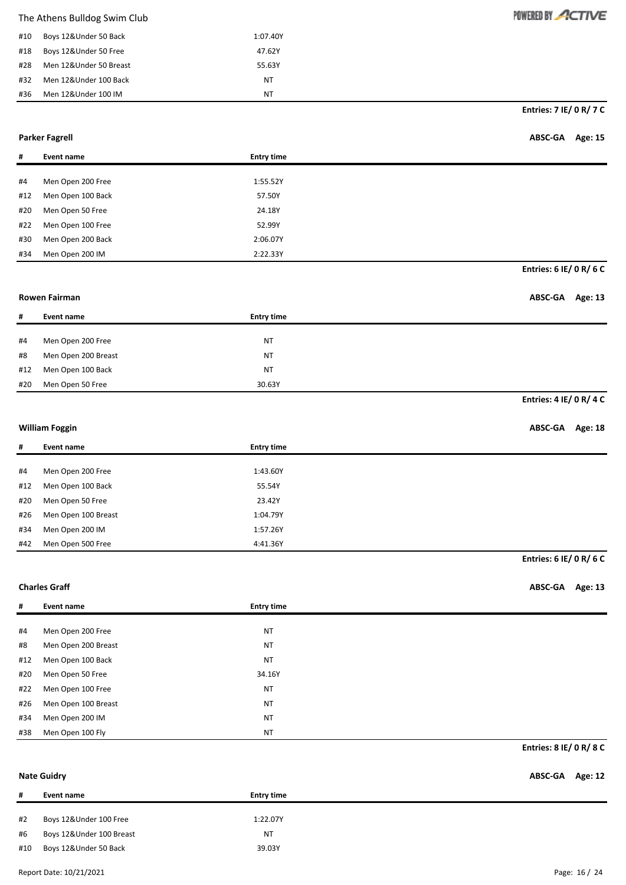| # | Event name | Entry time |
|---|---|---|
| #10 | Boys 12&Under 50 Back | 1:07.40Y |
| #18 | Boys 12&Under 50 Free | 47.62Y |
| #28 | Men 12&Under 50 Breast | 55.63Y |
| #32 | Men 12&Under 100 Back | NT |
| #36 | Men 12&Under 100 IM | NT |

**Entries: 7 IE/ 0 R/ 7 C**

**Parker Fagrell** — ABSC-GA — Age: 15

| # | Event name | Entry time |
|---|---|---|
| #4 | Men Open 200 Free | 1:55.52Y |
| #12 | Men Open 100 Back | 57.50Y |
| #20 | Men Open 50 Free | 24.18Y |
| #22 | Men Open 100 Free | 52.99Y |
| #30 | Men Open 200 Back | 2:06.07Y |
| #34 | Men Open 200 IM | 2:22.33Y |

**Entries: 6 IE/ 0 R/ 6 C**

**Rowen Fairman** — ABSC-GA — Age: 13

| # | Event name | Entry time |
|---|---|---|
| #4 | Men Open 200 Free | NT |
| #8 | Men Open 200 Breast | NT |
| #12 | Men Open 100 Back | NT |
| #20 | Men Open 50 Free | 30.63Y |

**Entries: 4 IE/ 0 R/ 4 C**

**William Foggin** — ABSC-GA — Age: 18

| # | Event name | Entry time |
|---|---|---|
| #4 | Men Open 200 Free | 1:43.60Y |
| #12 | Men Open 100 Back | 55.54Y |
| #20 | Men Open 50 Free | 23.42Y |
| #26 | Men Open 100 Breast | 1:04.79Y |
| #34 | Men Open 200 IM | 1:57.26Y |
| #42 | Men Open 500 Free | 4:41.36Y |

**Entries: 6 IE/ 0 R/ 6 C**

**Charles Graff** — ABSC-GA — Age: 13

| # | Event name | Entry time |
|---|---|---|
| #4 | Men Open 200 Free | NT |
| #8 | Men Open 200 Breast | NT |
| #12 | Men Open 100 Back | NT |
| #20 | Men Open 50 Free | 34.16Y |
| #22 | Men Open 100 Free | NT |
| #26 | Men Open 100 Breast | NT |
| #34 | Men Open 200 IM | NT |
| #38 | Men Open 100 Fly | NT |

**Entries: 8 IE/ 0 R/ 8 C**

**Nate Guidry** — ABSC-GA — Age: 12

| # | Event name | Entry time |
|---|---|---|
| #2 | Boys 12&Under 100 Free | 1:22.07Y |
| #6 | Boys 12&Under 100 Breast | NT |
| #10 | Boys 12&Under 50 Back | 39.03Y |

Report Date: 10/21/2021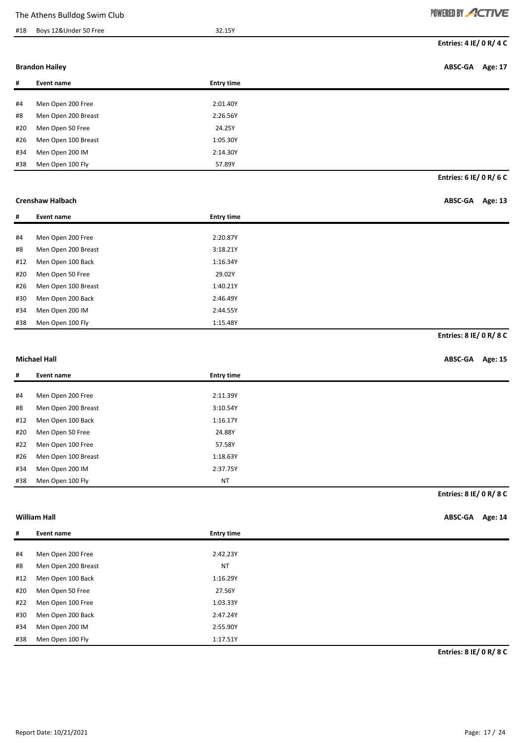| # | Event name | Entry time |
|---|---|---|
| #18 | Boys 12&Under 50 Free | 32.15Y |

**Entries: 4 IE/ 0 R/ 4 C**

**Brandon Hailey** — **ABSC-GA** **Age: 17**

| # | Event name | Entry time |
|---|---|---|
| #4 | Men Open 200 Free | 2:01.40Y |
| #8 | Men Open 200 Breast | 2:26.56Y |
| #20 | Men Open 50 Free | 24.25Y |
| #26 | Men Open 100 Breast | 1:05.30Y |
| #34 | Men Open 200 IM | 2:14.30Y |
| #38 | Men Open 100 Fly | 57.89Y |

**Entries: 6 IE/ 0 R/ 6 C**

**Crenshaw Halbach** — **ABSC-GA** **Age: 13**

| # | Event name | Entry time |
|---|---|---|
| #4 | Men Open 200 Free | 2:20.87Y |
| #8 | Men Open 200 Breast | 3:18.21Y |
| #12 | Men Open 100 Back | 1:16.34Y |
| #20 | Men Open 50 Free | 29.02Y |
| #26 | Men Open 100 Breast | 1:40.21Y |
| #30 | Men Open 200 Back | 2:46.49Y |
| #34 | Men Open 200 IM | 2:44.55Y |
| #38 | Men Open 100 Fly | 1:15.48Y |

**Entries: 8 IE/ 0 R/ 8 C**

**Michael Hall** — **ABSC-GA** **Age: 15**

| # | Event name | Entry time |
|---|---|---|
| #4 | Men Open 200 Free | 2:11.39Y |
| #8 | Men Open 200 Breast | 3:10.54Y |
| #12 | Men Open 100 Back | 1:16.17Y |
| #20 | Men Open 50 Free | 24.88Y |
| #22 | Men Open 100 Free | 57.58Y |
| #26 | Men Open 100 Breast | 1:18.63Y |
| #34 | Men Open 200 IM | 2:37.75Y |
| #38 | Men Open 100 Fly | NT |

**Entries: 8 IE/ 0 R/ 8 C**

**William Hall** — **ABSC-GA** **Age: 14**

| # | Event name | Entry time |
|---|---|---|
| #4 | Men Open 200 Free | 2:42.23Y |
| #8 | Men Open 200 Breast | NT |
| #12 | Men Open 100 Back | 1:16.29Y |
| #20 | Men Open 50 Free | 27.56Y |
| #22 | Men Open 100 Free | 1:03.33Y |
| #30 | Men Open 200 Back | 2:47.24Y |
| #34 | Men Open 200 IM | 2:55.90Y |
| #38 | Men Open 100 Fly | 1:17.51Y |

**Entries: 8 IE/ 0 R/ 8 C**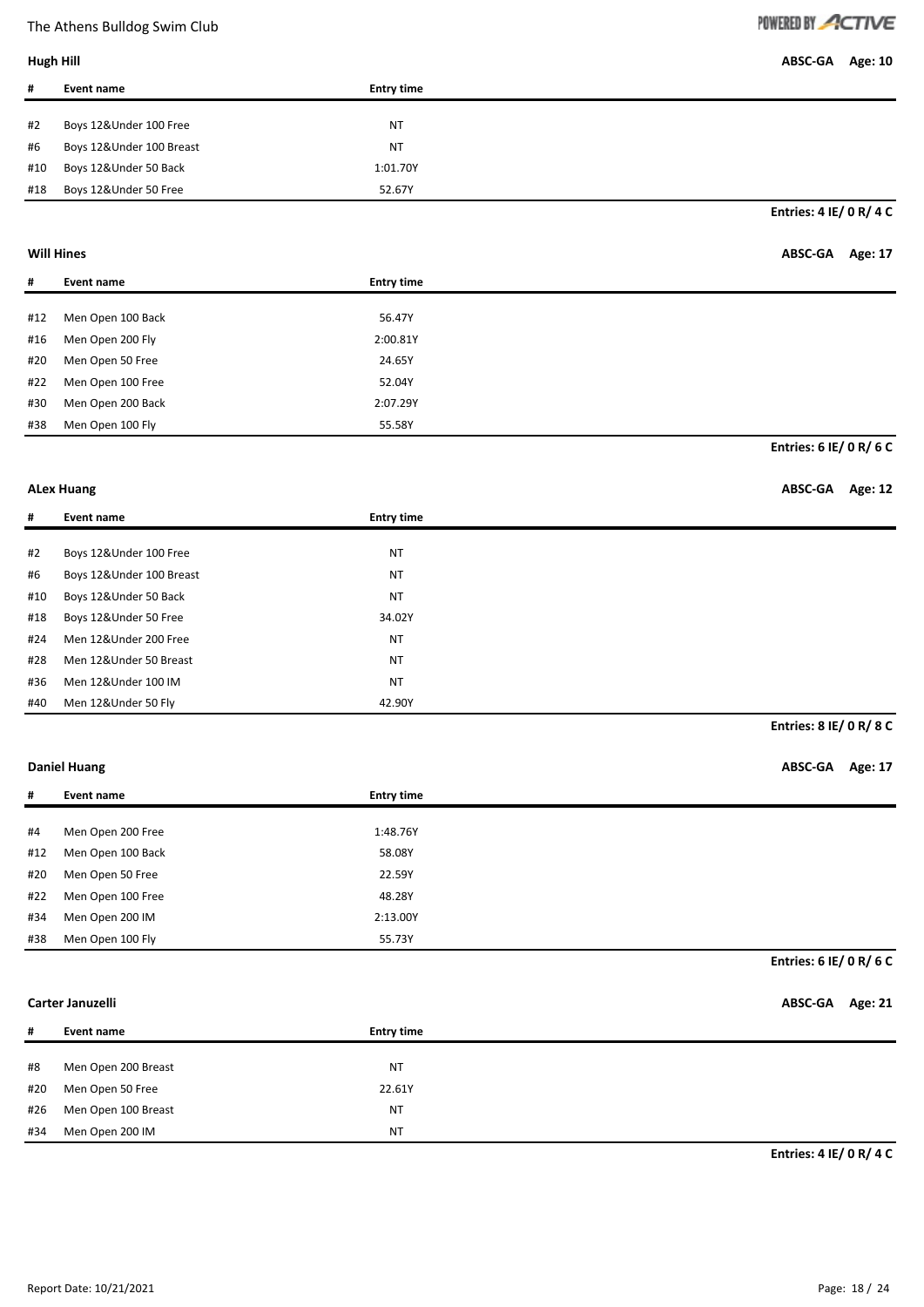**Hugh Hill** — ABSC-GA Age: 10

| # | Event name | Entry time |
|---|---|---|
| #2 | Boys 12&Under 100 Free | NT |
| #6 | Boys 12&Under 100 Breast | NT |
| #10 | Boys 12&Under 50 Back | 1:01.70Y |
| #18 | Boys 12&Under 50 Free | 52.67Y |

**Entries: 4 IE/ 0 R/ 4 C**

**Will Hines** — ABSC-GA Age: 17

| # | Event name | Entry time |
|---|---|---|
| #12 | Men Open 100 Back | 56.47Y |
| #16 | Men Open 200 Fly | 2:00.81Y |
| #20 | Men Open 50 Free | 24.65Y |
| #22 | Men Open 100 Free | 52.04Y |
| #30 | Men Open 200 Back | 2:07.29Y |
| #38 | Men Open 100 Fly | 55.58Y |

**Entries: 6 IE/ 0 R/ 6 C**

**ALex Huang** — ABSC-GA Age: 12

| # | Event name | Entry time |
|---|---|---|
| #2 | Boys 12&Under 100 Free | NT |
| #6 | Boys 12&Under 100 Breast | NT |
| #10 | Boys 12&Under 50 Back | NT |
| #18 | Boys 12&Under 50 Free | 34.02Y |
| #24 | Men 12&Under 200 Free | NT |
| #28 | Men 12&Under 50 Breast | NT |
| #36 | Men 12&Under 100 IM | NT |
| #40 | Men 12&Under 50 Fly | 42.90Y |

**Entries: 8 IE/ 0 R/ 8 C**

**Daniel Huang** — ABSC-GA Age: 17

| # | Event name | Entry time |
|---|---|---|
| #4 | Men Open 200 Free | 1:48.76Y |
| #12 | Men Open 100 Back | 58.08Y |
| #20 | Men Open 50 Free | 22.59Y |
| #22 | Men Open 100 Free | 48.28Y |
| #34 | Men Open 200 IM | 2:13.00Y |
| #38 | Men Open 100 Fly | 55.73Y |

**Entries: 6 IE/ 0 R/ 6 C**

**Carter Januzelli** — ABSC-GA Age: 21

| # | Event name | Entry time |
|---|---|---|
| #8 | Men Open 200 Breast | NT |
| #20 | Men Open 50 Free | 22.61Y |
| #26 | Men Open 100 Breast | NT |
| #34 | Men Open 200 IM | NT |

**Entries: 4 IE/ 0 R/ 4 C**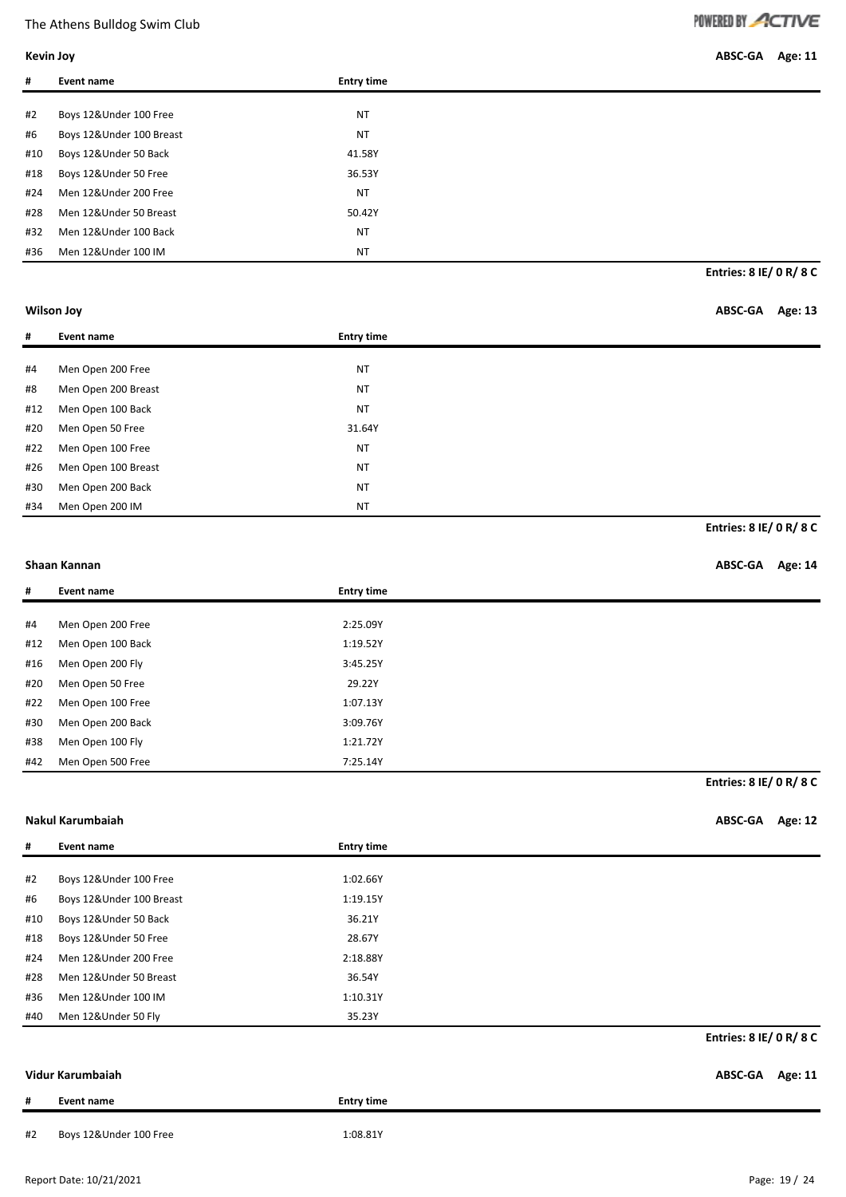**Kevin Joy** ABSC-GA Age: 11

| # | Event name | Entry time |
|---|---|---|
| #2 | Boys 12&Under 100 Free | NT |
| #6 | Boys 12&Under 100 Breast | NT |
| #10 | Boys 12&Under 50 Back | 41.58Y |
| #18 | Boys 12&Under 50 Free | 36.53Y |
| #24 | Men 12&Under 200 Free | NT |
| #28 | Men 12&Under 50 Breast | 50.42Y |
| #32 | Men 12&Under 100 Back | NT |
| #36 | Men 12&Under 100 IM | NT |

**Entries: 8 IE/ 0 R/ 8 C**

**Wilson Joy** ABSC-GA Age: 13

| # | Event name | Entry time |
|---|---|---|
| #4 | Men Open 200 Free | NT |
| #8 | Men Open 200 Breast | NT |
| #12 | Men Open 100 Back | NT |
| #20 | Men Open 50 Free | 31.64Y |
| #22 | Men Open 100 Free | NT |
| #26 | Men Open 100 Breast | NT |
| #30 | Men Open 200 Back | NT |
| #34 | Men Open 200 IM | NT |

**Entries: 8 IE/ 0 R/ 8 C**

**Shaan Kannan** ABSC-GA Age: 14

| # | Event name | Entry time |
|---|---|---|
| #4 | Men Open 200 Free | 2:25.09Y |
| #12 | Men Open 100 Back | 1:19.52Y |
| #16 | Men Open 200 Fly | 3:45.25Y |
| #20 | Men Open 50 Free | 29.22Y |
| #22 | Men Open 100 Free | 1:07.13Y |
| #30 | Men Open 200 Back | 3:09.76Y |
| #38 | Men Open 100 Fly | 1:21.72Y |
| #42 | Men Open 500 Free | 7:25.14Y |

**Entries: 8 IE/ 0 R/ 8 C**

**Nakul Karumbaiah** ABSC-GA Age: 12

| # | Event name | Entry time |
|---|---|---|
| #2 | Boys 12&Under 100 Free | 1:02.66Y |
| #6 | Boys 12&Under 100 Breast | 1:19.15Y |
| #10 | Boys 12&Under 50 Back | 36.21Y |
| #18 | Boys 12&Under 50 Free | 28.67Y |
| #24 | Men 12&Under 200 Free | 2:18.88Y |
| #28 | Men 12&Under 50 Breast | 36.54Y |
| #36 | Men 12&Under 100 IM | 1:10.31Y |
| #40 | Men 12&Under 50 Fly | 35.23Y |

**Entries: 8 IE/ 0 R/ 8 C**

**Vidur Karumbaiah** ABSC-GA Age: 11

| # | Event name | Entry time |
|---|---|---|
| #2 | Boys 12&Under 100 Free | 1:08.81Y |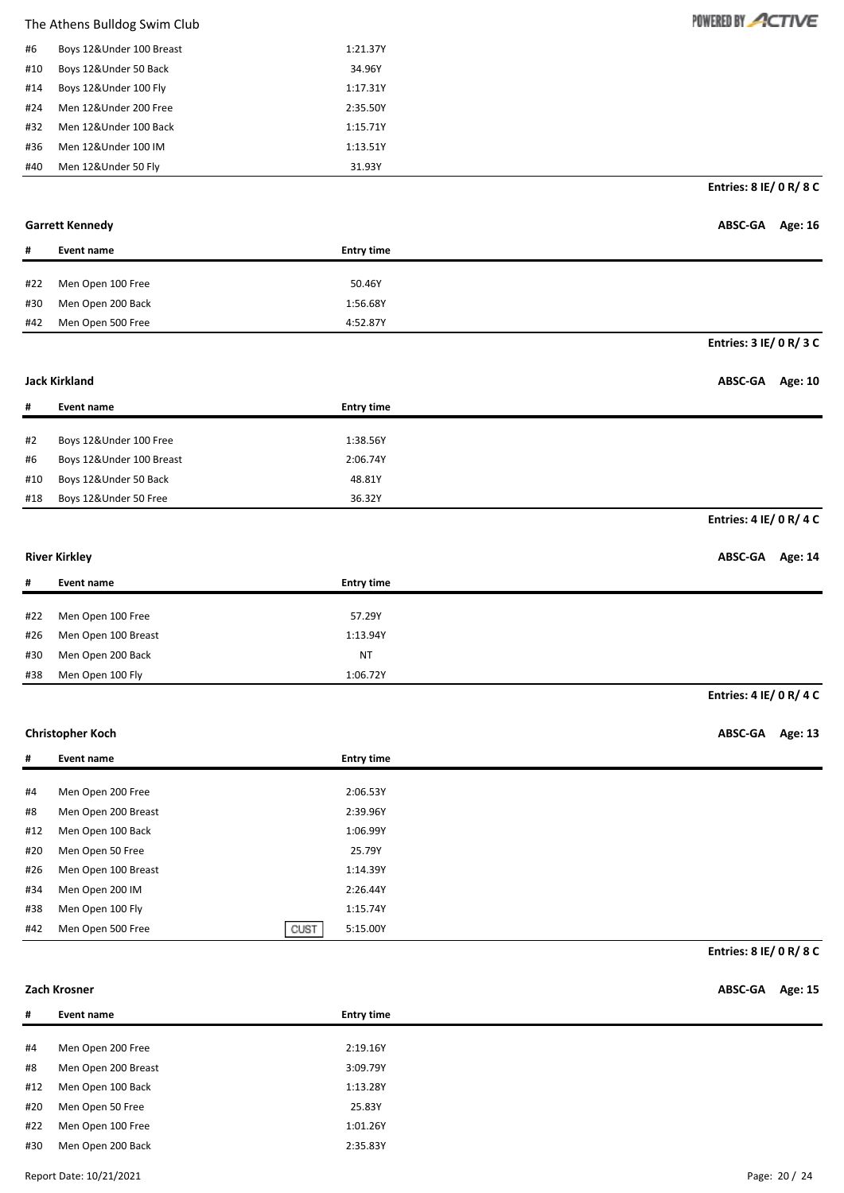| # | Event name | | Entry time |
|---|---|---|---|
| #6 | Boys 12&Under 100 Breast | | 1:21.37Y |
| #10 | Boys 12&Under 50 Back | | 34.96Y |
| #14 | Boys 12&Under 100 Fly | | 1:17.31Y |
| #24 | Men 12&Under 200 Free | | 2:35.50Y |
| #32 | Men 12&Under 100 Back | | 1:15.71Y |
| #36 | Men 12&Under 100 IM | | 1:13.51Y |
| #40 | Men 12&Under 50 Fly | | 31.93Y |

**Entries: 8 IE/ 0 R/ 8 C**

**Garrett Kennedy** — **ABSC-GA Age: 16**

| # | Event name | | Entry time |
|---|---|---|---|
| #22 | Men Open 100 Free | | 50.46Y |
| #30 | Men Open 200 Back | | 1:56.68Y |
| #42 | Men Open 500 Free | | 4:52.87Y |

**Entries: 3 IE/ 0 R/ 3 C**

**Jack Kirkland** — **ABSC-GA Age: 10**

| # | Event name | | Entry time |
|---|---|---|---|
| #2 | Boys 12&Under 100 Free | | 1:38.56Y |
| #6 | Boys 12&Under 100 Breast | | 2:06.74Y |
| #10 | Boys 12&Under 50 Back | | 48.81Y |
| #18 | Boys 12&Under 50 Free | | 36.32Y |

**Entries: 4 IE/ 0 R/ 4 C**

**River Kirkley** — **ABSC-GA Age: 14**

| # | Event name | | Entry time |
|---|---|---|---|
| #22 | Men Open 100 Free | | 57.29Y |
| #26 | Men Open 100 Breast | | 1:13.94Y |
| #30 | Men Open 200 Back | | NT |
| #38 | Men Open 100 Fly | | 1:06.72Y |

**Entries: 4 IE/ 0 R/ 4 C**

**Christopher Koch** — **ABSC-GA Age: 13**

| # | Event name | | Entry time |
|---|---|---|---|
| #4 | Men Open 200 Free | | 2:06.53Y |
| #8 | Men Open 200 Breast | | 2:39.96Y |
| #12 | Men Open 100 Back | | 1:06.99Y |
| #20 | Men Open 50 Free | | 25.79Y |
| #26 | Men Open 100 Breast | | 1:14.39Y |
| #34 | Men Open 200 IM | | 2:26.44Y |
| #38 | Men Open 100 Fly | | 1:15.74Y |
| #42 | Men Open 500 Free | CUST | 5:15.00Y |

**Entries: 8 IE/ 0 R/ 8 C**

**Zach Krosner** — **ABSC-GA Age: 15**

| # | Event name | | Entry time |
|---|---|---|---|
| #4 | Men Open 200 Free | | 2:19.16Y |
| #8 | Men Open 200 Breast | | 3:09.79Y |
| #12 | Men Open 100 Back | | 1:13.28Y |
| #20 | Men Open 50 Free | | 25.83Y |
| #22 | Men Open 100 Free | | 1:01.26Y |
| #30 | Men Open 200 Back | | 2:35.83Y |

Report Date: 10/21/2021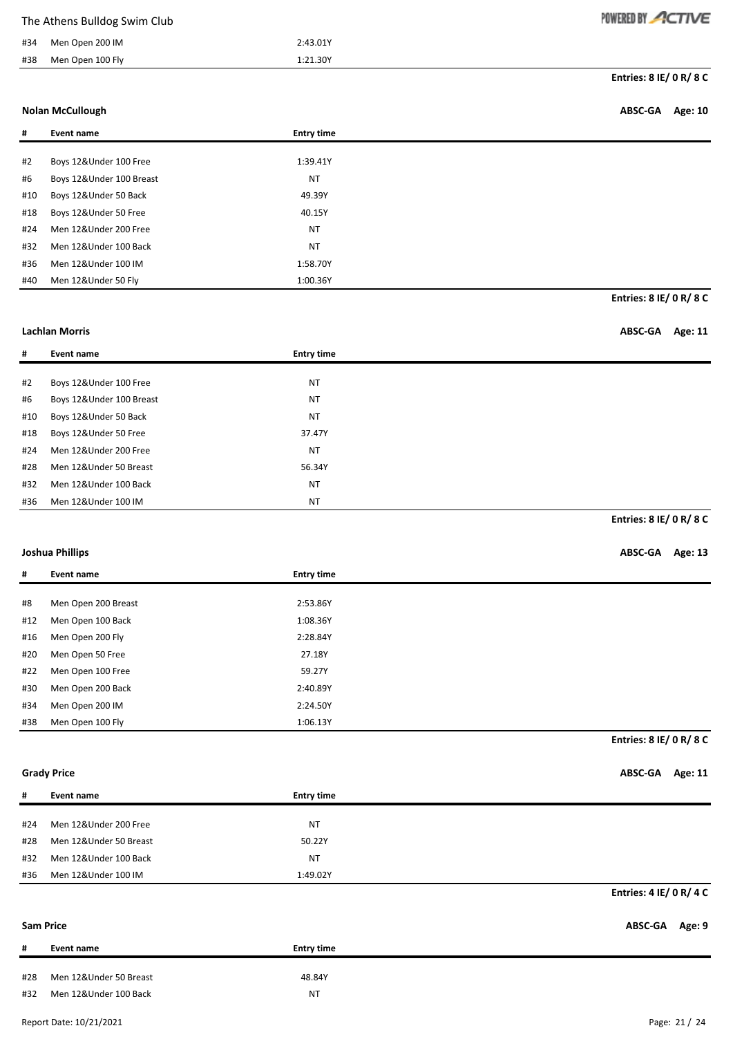| # | Event name | Entry time |
| --- | --- | --- |
| #34 | Men Open 200 IM | 2:43.01Y |
| #38 | Men Open 100 Fly | 1:21.30Y |

**Entries: 8 IE/ 0 R/ 8 C**

**Nolan McCullough** — ABSC-GA Age: 10

| # | Event name | Entry time |
| --- | --- | --- |
| #2 | Boys 12&Under 100 Free | 1:39.41Y |
| #6 | Boys 12&Under 100 Breast | NT |
| #10 | Boys 12&Under 50 Back | 49.39Y |
| #18 | Boys 12&Under 50 Free | 40.15Y |
| #24 | Men 12&Under 200 Free | NT |
| #32 | Men 12&Under 100 Back | NT |
| #36 | Men 12&Under 100 IM | 1:58.70Y |
| #40 | Men 12&Under 50 Fly | 1:00.36Y |

**Entries: 8 IE/ 0 R/ 8 C**

**Lachlan Morris** — ABSC-GA Age: 11

| # | Event name | Entry time |
| --- | --- | --- |
| #2 | Boys 12&Under 100 Free | NT |
| #6 | Boys 12&Under 100 Breast | NT |
| #10 | Boys 12&Under 50 Back | NT |
| #18 | Boys 12&Under 50 Free | 37.47Y |
| #24 | Men 12&Under 200 Free | NT |
| #28 | Men 12&Under 50 Breast | 56.34Y |
| #32 | Men 12&Under 100 Back | NT |
| #36 | Men 12&Under 100 IM | NT |

**Entries: 8 IE/ 0 R/ 8 C**

**Joshua Phillips** — ABSC-GA Age: 13

| # | Event name | Entry time |
| --- | --- | --- |
| #8 | Men Open 200 Breast | 2:53.86Y |
| #12 | Men Open 100 Back | 1:08.36Y |
| #16 | Men Open 200 Fly | 2:28.84Y |
| #20 | Men Open 50 Free | 27.18Y |
| #22 | Men Open 100 Free | 59.27Y |
| #30 | Men Open 200 Back | 2:40.89Y |
| #34 | Men Open 200 IM | 2:24.50Y |
| #38 | Men Open 100 Fly | 1:06.13Y |

**Entries: 8 IE/ 0 R/ 8 C**

**Grady Price** — ABSC-GA Age: 11

| # | Event name | Entry time |
| --- | --- | --- |
| #24 | Men 12&Under 200 Free | NT |
| #28 | Men 12&Under 50 Breast | 50.22Y |
| #32 | Men 12&Under 100 Back | NT |
| #36 | Men 12&Under 100 IM | 1:49.02Y |

**Entries: 4 IE/ 0 R/ 4 C**

**Sam Price** — ABSC-GA Age: 9

| # | Event name | Entry time |
| --- | --- | --- |
| #28 | Men 12&Under 50 Breast | 48.84Y |
| #32 | Men 12&Under 100 Back | NT |

Report Date: 10/21/2021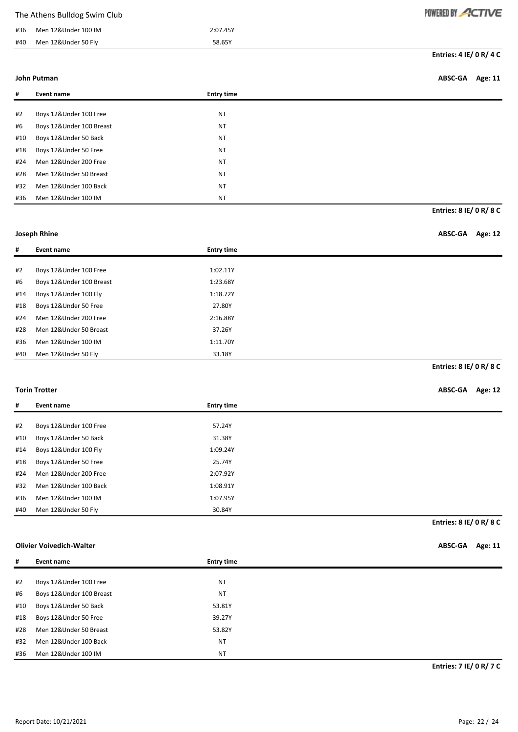| # | Event name | Entry time |
|---|---|---|
| #36 | Men 12&Under 100 IM | 2:07.45Y |
| #40 | Men 12&Under 50 Fly | 58.65Y |

**Entries: 4 IE/ 0 R/ 4 C**

**John Putman** **ABSC-GA** **Age: 11**

| # | Event name | Entry time |
|---|---|---|
| #2 | Boys 12&Under 100 Free | NT |
| #6 | Boys 12&Under 100 Breast | NT |
| #10 | Boys 12&Under 50 Back | NT |
| #18 | Boys 12&Under 50 Free | NT |
| #24 | Men 12&Under 200 Free | NT |
| #28 | Men 12&Under 50 Breast | NT |
| #32 | Men 12&Under 100 Back | NT |
| #36 | Men 12&Under 100 IM | NT |

**Entries: 8 IE/ 0 R/ 8 C**

**Joseph Rhine** **ABSC-GA** **Age: 12**

| # | Event name | Entry time |
|---|---|---|
| #2 | Boys 12&Under 100 Free | 1:02.11Y |
| #6 | Boys 12&Under 100 Breast | 1:23.68Y |
| #14 | Boys 12&Under 100 Fly | 1:18.72Y |
| #18 | Boys 12&Under 50 Free | 27.80Y |
| #24 | Men 12&Under 200 Free | 2:16.88Y |
| #28 | Men 12&Under 50 Breast | 37.26Y |
| #36 | Men 12&Under 100 IM | 1:11.70Y |
| #40 | Men 12&Under 50 Fly | 33.18Y |

**Entries: 8 IE/ 0 R/ 8 C**

**Torin Trotter** **ABSC-GA** **Age: 12**

| # | Event name | Entry time |
|---|---|---|
| #2 | Boys 12&Under 100 Free | 57.24Y |
| #10 | Boys 12&Under 50 Back | 31.38Y |
| #14 | Boys 12&Under 100 Fly | 1:09.24Y |
| #18 | Boys 12&Under 50 Free | 25.74Y |
| #24 | Men 12&Under 200 Free | 2:07.92Y |
| #32 | Men 12&Under 100 Back | 1:08.91Y |
| #36 | Men 12&Under 100 IM | 1:07.95Y |
| #40 | Men 12&Under 50 Fly | 30.84Y |

**Entries: 8 IE/ 0 R/ 8 C**

**Olivier Voivedich-Walter** **ABSC-GA** **Age: 11**

| # | Event name | Entry time |
|---|---|---|
| #2 | Boys 12&Under 100 Free | NT |
| #6 | Boys 12&Under 100 Breast | NT |
| #10 | Boys 12&Under 50 Back | 53.81Y |
| #18 | Boys 12&Under 50 Free | 39.27Y |
| #28 | Men 12&Under 50 Breast | 53.82Y |
| #32 | Men 12&Under 100 Back | NT |
| #36 | Men 12&Under 100 IM | NT |

**Entries: 7 IE/ 0 R/ 7 C**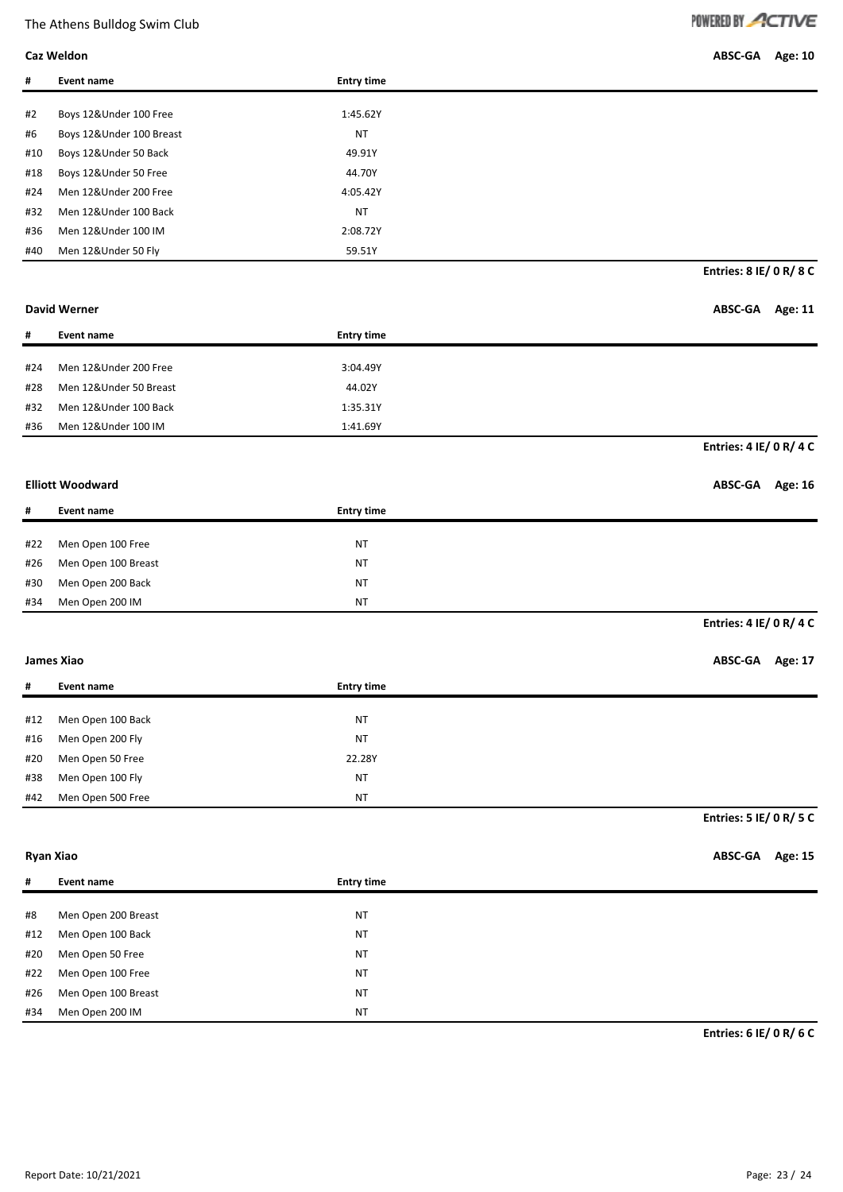**Caz Weldon** — ABSC-GA Age: 10

| # | Event name | Entry time |
|---|---|---|
| #2 | Boys 12&Under 100 Free | 1:45.62Y |
| #6 | Boys 12&Under 100 Breast | NT |
| #10 | Boys 12&Under 50 Back | 49.91Y |
| #18 | Boys 12&Under 50 Free | 44.70Y |
| #24 | Men 12&Under 200 Free | 4:05.42Y |
| #32 | Men 12&Under 100 Back | NT |
| #36 | Men 12&Under 100 IM | 2:08.72Y |
| #40 | Men 12&Under 50 Fly | 59.51Y |

**Entries: 8 IE/ 0 R/ 8 C**

**David Werner** — ABSC-GA Age: 11

| # | Event name | Entry time |
|---|---|---|
| #24 | Men 12&Under 200 Free | 3:04.49Y |
| #28 | Men 12&Under 50 Breast | 44.02Y |
| #32 | Men 12&Under 100 Back | 1:35.31Y |
| #36 | Men 12&Under 100 IM | 1:41.69Y |

**Entries: 4 IE/ 0 R/ 4 C**

**Elliott Woodward** — ABSC-GA Age: 16

| # | Event name | Entry time |
|---|---|---|
| #22 | Men Open 100 Free | NT |
| #26 | Men Open 100 Breast | NT |
| #30 | Men Open 200 Back | NT |
| #34 | Men Open 200 IM | NT |

**Entries: 4 IE/ 0 R/ 4 C**

**James Xiao** — ABSC-GA Age: 17

| # | Event name | Entry time |
|---|---|---|
| #12 | Men Open 100 Back | NT |
| #16 | Men Open 200 Fly | NT |
| #20 | Men Open 50 Free | 22.28Y |
| #38 | Men Open 100 Fly | NT |
| #42 | Men Open 500 Free | NT |

**Entries: 5 IE/ 0 R/ 5 C**

**Ryan Xiao** — ABSC-GA Age: 15

| # | Event name | Entry time |
|---|---|---|
| #8 | Men Open 200 Breast | NT |
| #12 | Men Open 100 Back | NT |
| #20 | Men Open 50 Free | NT |
| #22 | Men Open 100 Free | NT |
| #26 | Men Open 100 Breast | NT |
| #34 | Men Open 200 IM | NT |

**Entries: 6 IE/ 0 R/ 6 C**

Report Date: 10/21/2021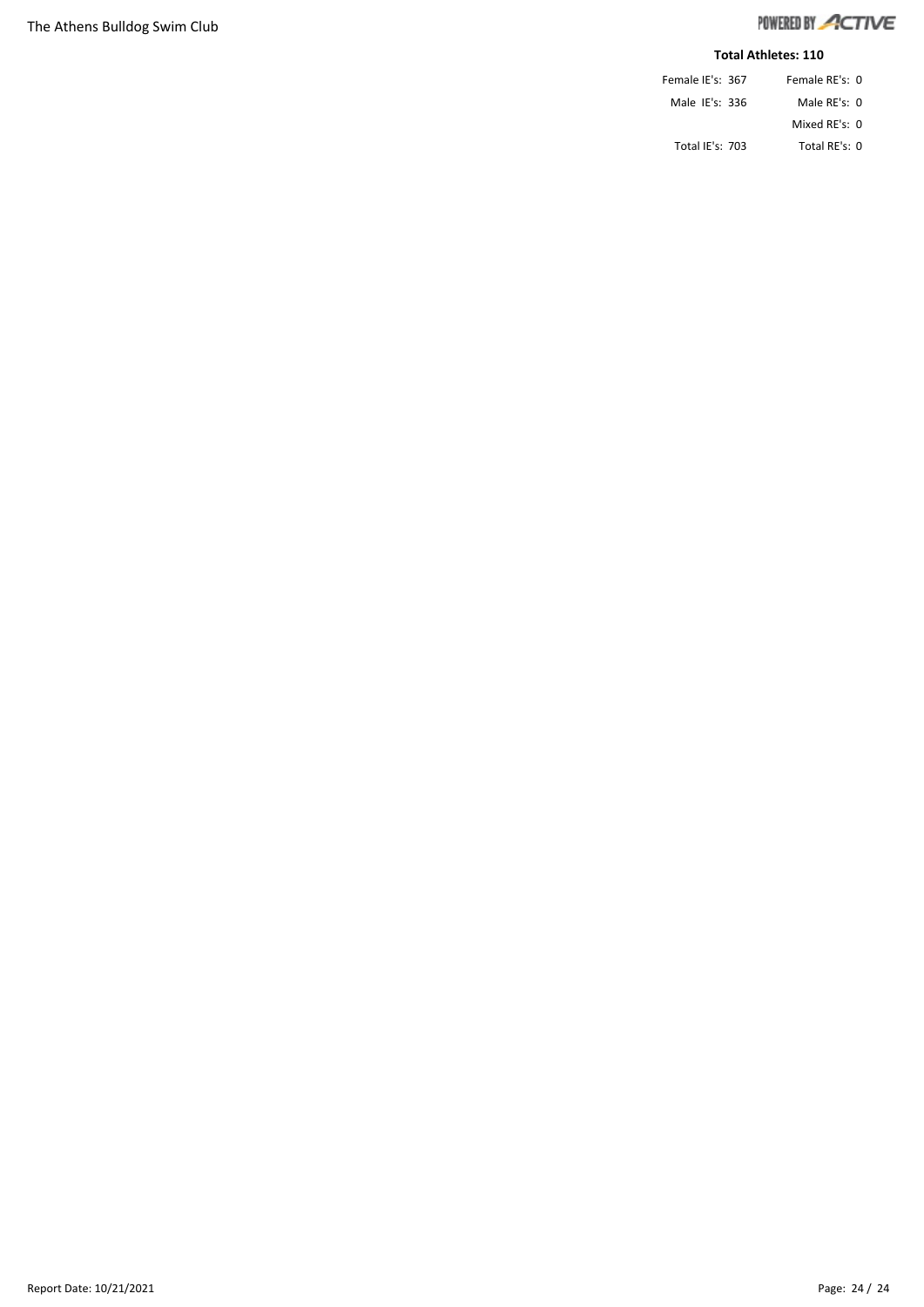**Total Athletes: 110**

| | |
|---|---|
| Female IE's: 367 | Female RE's: 0 |
| Male IE's: 336 | Male RE's: 0 |
| | Mixed RE's: 0 |
| Total IE's: 703 | Total RE's: 0 |